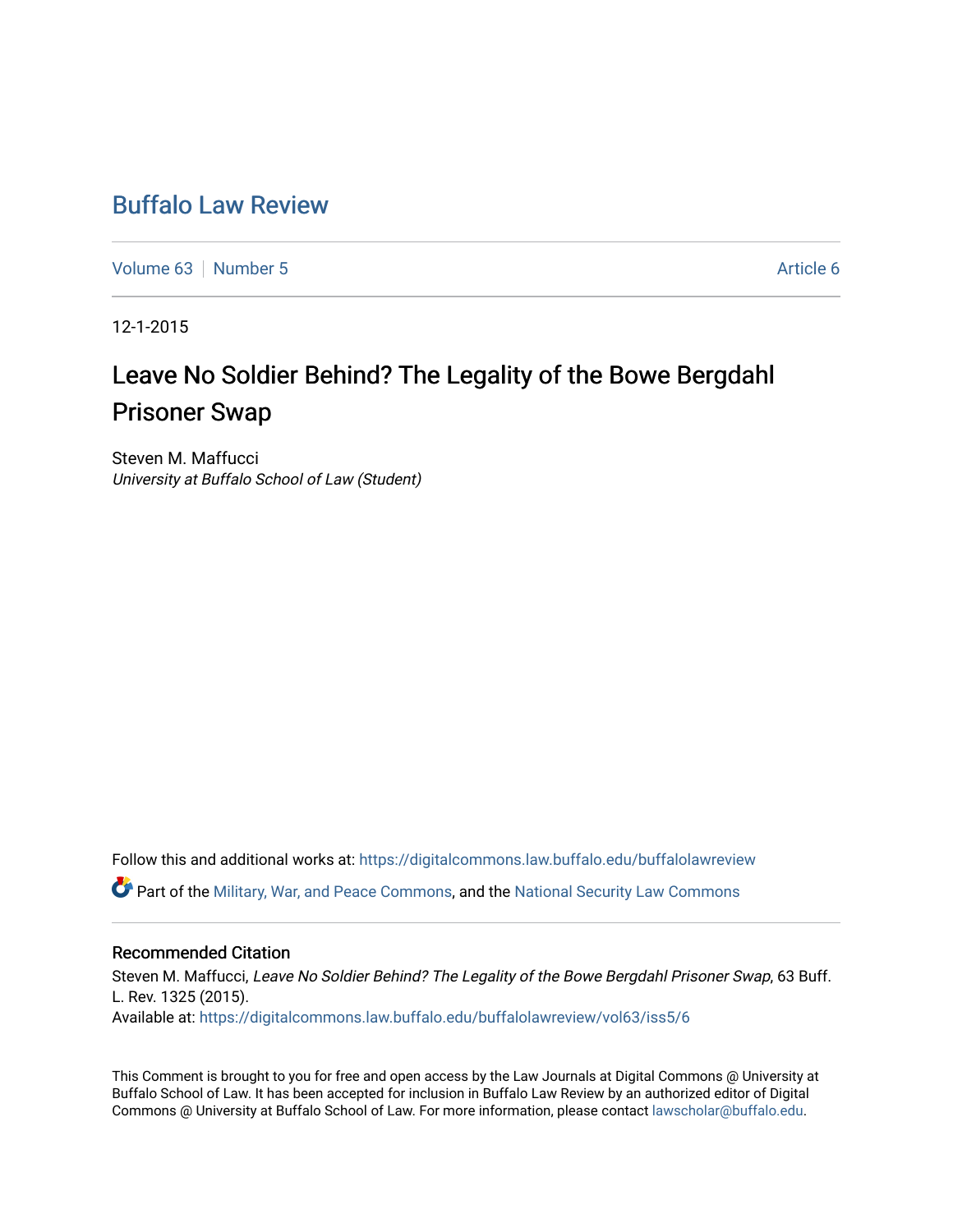# Buffalo Law Review

Volume 63 | Number 5 | Article 6

12-1-2015

## Leave No Soldier Behind? The Legality of the Bowe Bergdahl Prisoner Swap

Steven M. Maffucci
*University at Buffalo School of Law (Student)*

Follow this and additional works at: https://digitalcommons.law.buffalo.edu/buffalolawreview

Part of the Military, War, and Peace Commons, and the National Security Law Commons

### Recommended Citation

Steven M. Maffucci, *Leave No Soldier Behind? The Legality of the Bowe Bergdahl Prisoner Swap*, 63 Buff. L. Rev. 1325 (2015).
Available at: https://digitalcommons.law.buffalo.edu/buffalolawreview/vol63/iss5/6

This Comment is brought to you for free and open access by the Law Journals at Digital Commons @ University at Buffalo School of Law. It has been accepted for inclusion in Buffalo Law Review by an authorized editor of Digital Commons @ University at Buffalo School of Law. For more information, please contact lawscholar@buffalo.edu.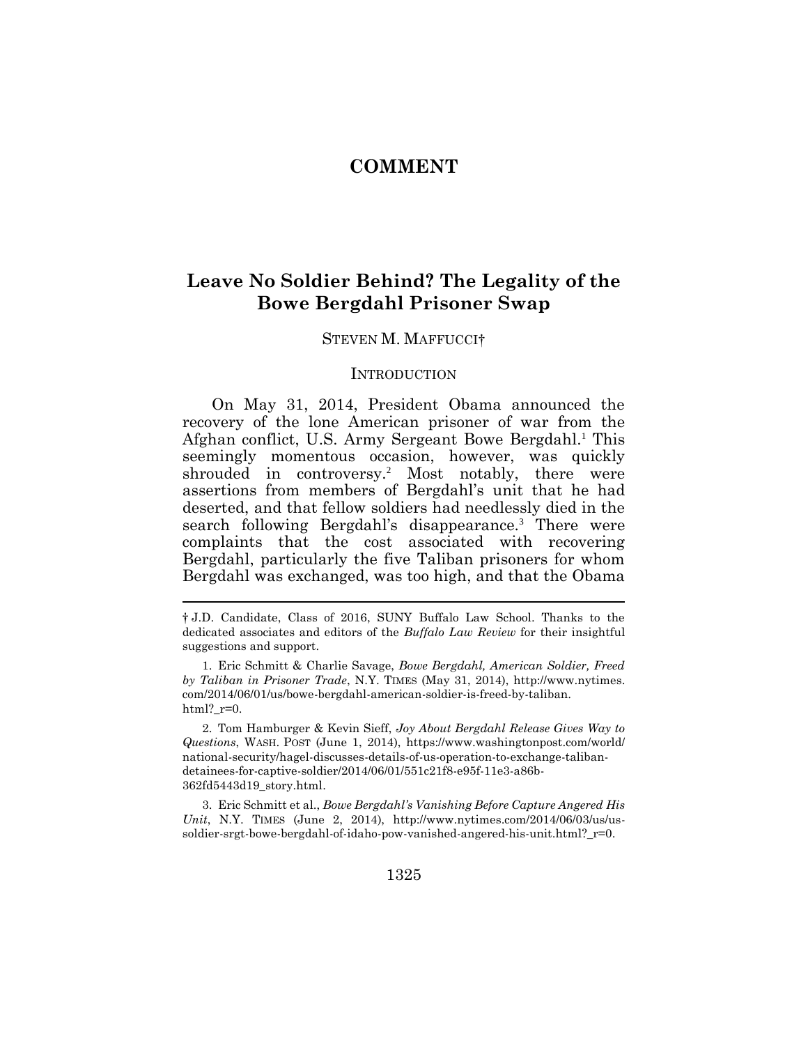# COMMENT

## Leave No Soldier Behind? The Legality of the Bowe Bergdahl Prisoner Swap

STEVEN M. MAFFUCCI†

### INTRODUCTION

On May 31, 2014, President Obama announced the recovery of the lone American prisoner of war from the Afghan conflict, U.S. Army Sergeant Bowe Bergdahl.[1] This seemingly momentous occasion, however, was quickly shrouded in controversy.[2] Most notably, there were assertions from members of Bergdahl's unit that he had deserted, and that fellow soldiers had needlessly died in the search following Bergdahl's disappearance.[3] There were complaints that the cost associated with recovering Bergdahl, particularly the five Taliban prisoners for whom Bergdahl was exchanged, was too high, and that the Obama

---

† J.D. Candidate, Class of 2016, SUNY Buffalo Law School. Thanks to the dedicated associates and editors of the *Buffalo Law Review* for their insightful suggestions and support.

1. Eric Schmitt & Charlie Savage, *Bowe Bergdahl, American Soldier, Freed by Taliban in Prisoner Trade*, N.Y. TIMES (May 31, 2014), http://www.nytimes.com/2014/06/01/us/bowe-bergdahl-american-soldier-is-freed-by-taliban.html?_r=0.

2. Tom Hamburger & Kevin Sieff, *Joy About Bergdahl Release Gives Way to Questions*, WASH. POST (June 1, 2014), https://www.washingtonpost.com/world/national-security/hagel-discusses-details-of-us-operation-to-exchange-taliban-detainees-for-captive-soldier/2014/06/01/551c21f8-e95f-11e3-a86b-362fd5443d19_story.html.

3. Eric Schmitt et al., *Bowe Bergdahl's Vanishing Before Capture Angered His Unit*, N.Y. TIMES (June 2, 2014), http://www.nytimes.com/2014/06/03/us/us-soldier-srgt-bowe-bergdahl-of-idaho-pow-vanished-angered-his-unit.html?_r=0.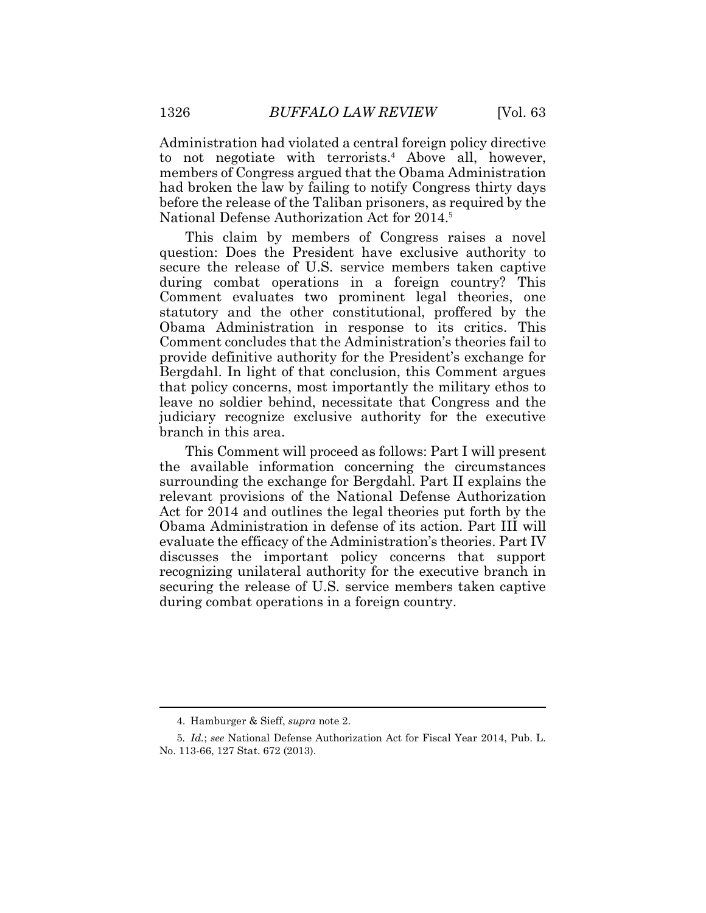Administration had violated a central foreign policy directive to not negotiate with terrorists.[4] Above all, however, members of Congress argued that the Obama Administration had broken the law by failing to notify Congress thirty days before the release of the Taliban prisoners, as required by the National Defense Authorization Act for 2014.[5]

This claim by members of Congress raises a novel question: Does the President have exclusive authority to secure the release of U.S. service members taken captive during combat operations in a foreign country? This Comment evaluates two prominent legal theories, one statutory and the other constitutional, proffered by the Obama Administration in response to its critics. This Comment concludes that the Administration's theories fail to provide definitive authority for the President's exchange for Bergdahl. In light of that conclusion, this Comment argues that policy concerns, most importantly the military ethos to leave no soldier behind, necessitate that Congress and the judiciary recognize exclusive authority for the executive branch in this area.

This Comment will proceed as follows: Part I will present the available information concerning the circumstances surrounding the exchange for Bergdahl. Part II explains the relevant provisions of the National Defense Authorization Act for 2014 and outlines the legal theories put forth by the Obama Administration in defense of its action. Part III will evaluate the efficacy of the Administration's theories. Part IV discusses the important policy concerns that support recognizing unilateral authority for the executive branch in securing the release of U.S. service members taken captive during combat operations in a foreign country.

---

4. Hamburger & Sieff, *supra* note 2.

5. *Id.*; *see* National Defense Authorization Act for Fiscal Year 2014, Pub. L. No. 113-66, 127 Stat. 672 (2013).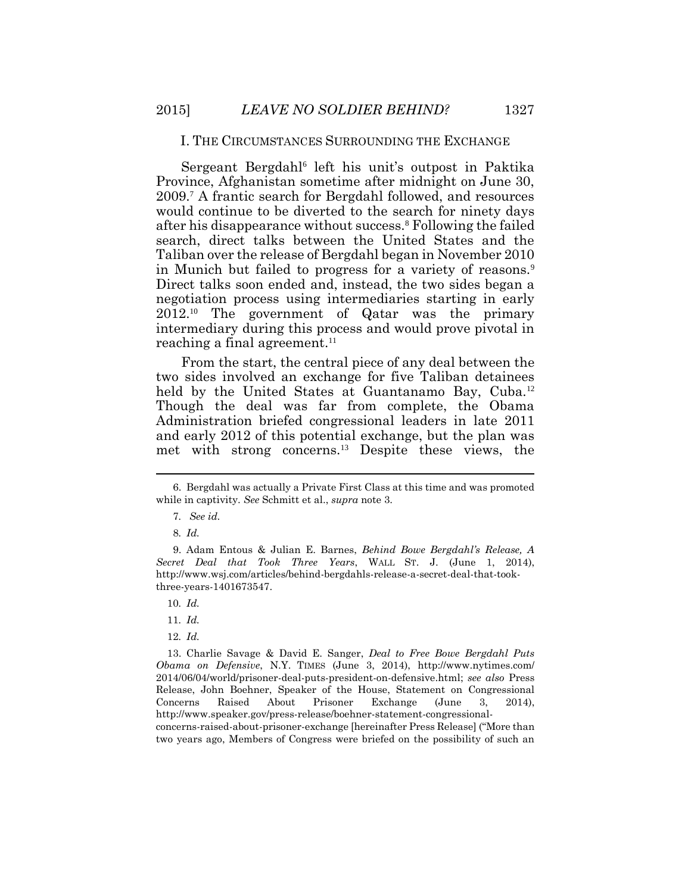## I. THE CIRCUMSTANCES SURROUNDING THE EXCHANGE

Sergeant Bergdahl[6] left his unit's outpost in Paktika Province, Afghanistan sometime after midnight on June 30, 2009.[7] A frantic search for Bergdahl followed, and resources would continue to be diverted to the search for ninety days after his disappearance without success.[8] Following the failed search, direct talks between the United States and the Taliban over the release of Bergdahl began in November 2010 in Munich but failed to progress for a variety of reasons.[9] Direct talks soon ended and, instead, the two sides began a negotiation process using intermediaries starting in early 2012.[10] The government of Qatar was the primary intermediary during this process and would prove pivotal in reaching a final agreement.[11]

From the start, the central piece of any deal between the two sides involved an exchange for five Taliban detainees held by the United States at Guantanamo Bay, Cuba.[12] Though the deal was far from complete, the Obama Administration briefed congressional leaders in late 2011 and early 2012 of this potential exchange, but the plan was met with strong concerns.[13] Despite these views, the

---

6. Bergdahl was actually a Private First Class at this time and was promoted while in captivity. *See* Schmitt et al., *supra* note 3.

7. *See id.*

8. *Id.*

9. Adam Entous & Julian E. Barnes, *Behind Bowe Bergdahl's Release, A Secret Deal that Took Three Years*, WALL ST. J. (June 1, 2014), http://www.wsj.com/articles/behind-bergdahls-release-a-secret-deal-that-took-three-years-1401673547.

10. *Id.*

11. *Id.*

12. *Id.*

13. Charlie Savage & David E. Sanger, *Deal to Free Bowe Bergdahl Puts Obama on Defensive*, N.Y. TIMES (June 3, 2014), http://www.nytimes.com/2014/06/04/world/prisoner-deal-puts-president-on-defensive.html; *see also* Press Release, John Boehner, Speaker of the House, Statement on Congressional Concerns Raised About Prisoner Exchange (June 3, 2014), http://www.speaker.gov/press-release/boehner-statement-congressional-concerns-raised-about-prisoner-exchange [hereinafter Press Release] ("More than two years ago, Members of Congress were briefed on the possibility of such an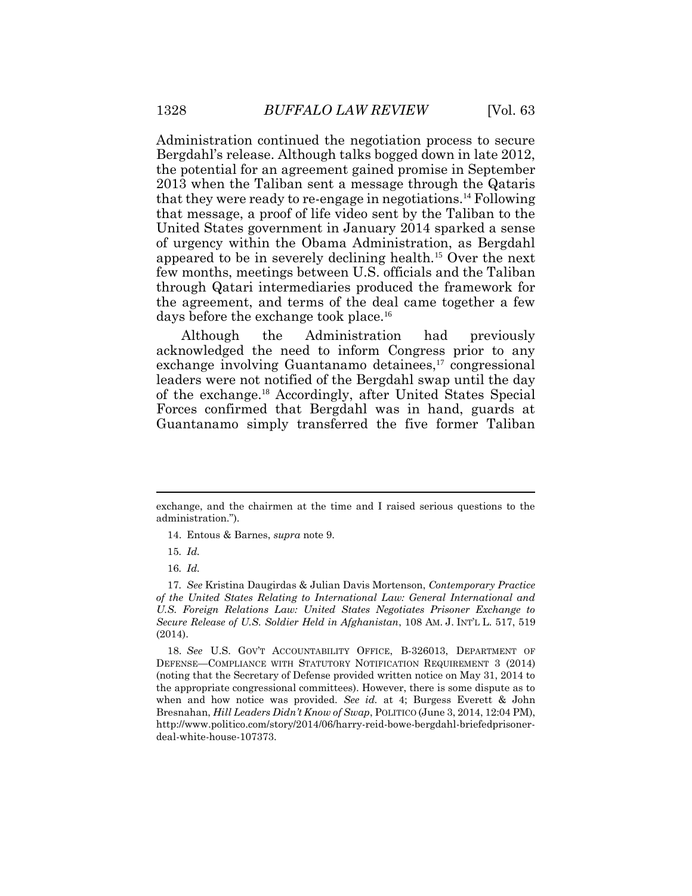Administration continued the negotiation process to secure Bergdahl's release. Although talks bogged down in late 2012, the potential for an agreement gained promise in September 2013 when the Taliban sent a message through the Qataris that they were ready to re-engage in negotiations.[14] Following that message, a proof of life video sent by the Taliban to the United States government in January 2014 sparked a sense of urgency within the Obama Administration, as Bergdahl appeared to be in severely declining health.[15] Over the next few months, meetings between U.S. officials and the Taliban through Qatari intermediaries produced the framework for the agreement, and terms of the deal came together a few days before the exchange took place.[16]

Although the Administration had previously acknowledged the need to inform Congress prior to any exchange involving Guantanamo detainees,[17] congressional leaders were not notified of the Bergdahl swap until the day of the exchange.[18] Accordingly, after United States Special Forces confirmed that Bergdahl was in hand, guards at Guantanamo simply transferred the five former Taliban

---

exchange, and the chairmen at the time and I raised serious questions to the administration.").

14. Entous & Barnes, *supra* note 9.

15. *Id.*

16. *Id.*

17. *See* Kristina Daugirdas & Julian Davis Mortenson, *Contemporary Practice of the United States Relating to International Law: General International and U.S. Foreign Relations Law: United States Negotiates Prisoner Exchange to Secure Release of U.S. Soldier Held in Afghanistan*, 108 AM. J. INT'L L. 517, 519 (2014).

18. *See* U.S. GOV'T ACCOUNTABILITY OFFICE, B-326013, DEPARTMENT OF DEFENSE—COMPLIANCE WITH STATUTORY NOTIFICATION REQUIREMENT 3 (2014) (noting that the Secretary of Defense provided written notice on May 31, 2014 to the appropriate congressional committees). However, there is some dispute as to when and how notice was provided. *See id.* at 4; Burgess Everett & John Bresnahan, *Hill Leaders Didn't Know of Swap*, POLITICO (June 3, 2014, 12:04 PM), http://www.politico.com/story/2014/06/harry-reid-bowe-bergdahl-briefedprisoner-deal-white-house-107373.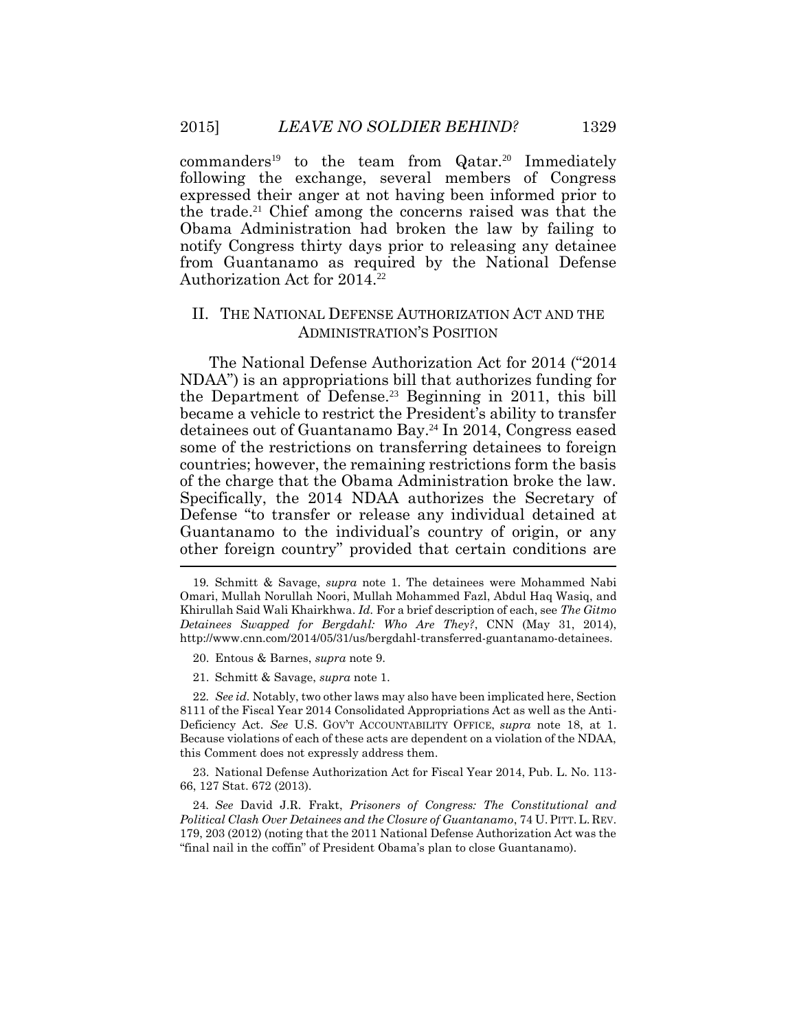commanders[19] to the team from Qatar.[20] Immediately following the exchange, several members of Congress expressed their anger at not having been informed prior to the trade.[21] Chief among the concerns raised was that the Obama Administration had broken the law by failing to notify Congress thirty days prior to releasing any detainee from Guantanamo as required by the National Defense Authorization Act for 2014.[22]

## II. THE NATIONAL DEFENSE AUTHORIZATION ACT AND THE ADMINISTRATION'S POSITION

The National Defense Authorization Act for 2014 ("2014 NDAA") is an appropriations bill that authorizes funding for the Department of Defense.[23] Beginning in 2011, this bill became a vehicle to restrict the President's ability to transfer detainees out of Guantanamo Bay.[24] In 2014, Congress eased some of the restrictions on transferring detainees to foreign countries; however, the remaining restrictions form the basis of the charge that the Obama Administration broke the law. Specifically, the 2014 NDAA authorizes the Secretary of Defense "to transfer or release any individual detained at Guantanamo to the individual's country of origin, or any other foreign country" provided that certain conditions are

---

19. Schmitt & Savage, *supra* note 1. The detainees were Mohammed Nabi Omari, Mullah Norullah Noori, Mullah Mohammed Fazl, Abdul Haq Wasiq, and Khirullah Said Wali Khairkhwa. *Id.* For a brief description of each, see *The Gitmo Detainees Swapped for Bergdahl: Who Are They?*, CNN (May 31, 2014), http://www.cnn.com/2014/05/31/us/bergdahl-transferred-guantanamo-detainees.

20. Entous & Barnes, *supra* note 9.

21. Schmitt & Savage, *supra* note 1.

22. *See id.* Notably, two other laws may also have been implicated here, Section 8111 of the Fiscal Year 2014 Consolidated Appropriations Act as well as the Anti-Deficiency Act. *See* U.S. GOV'T ACCOUNTABILITY OFFICE, *supra* note 18, at 1. Because violations of each of these acts are dependent on a violation of the NDAA, this Comment does not expressly address them.

23. National Defense Authorization Act for Fiscal Year 2014, Pub. L. No. 113-66, 127 Stat. 672 (2013).

24. *See* David J.R. Frakt, *Prisoners of Congress: The Constitutional and Political Clash Over Detainees and the Closure of Guantanamo*, 74 U. PITT. L. REV. 179, 203 (2012) (noting that the 2011 National Defense Authorization Act was the "final nail in the coffin" of President Obama's plan to close Guantanamo).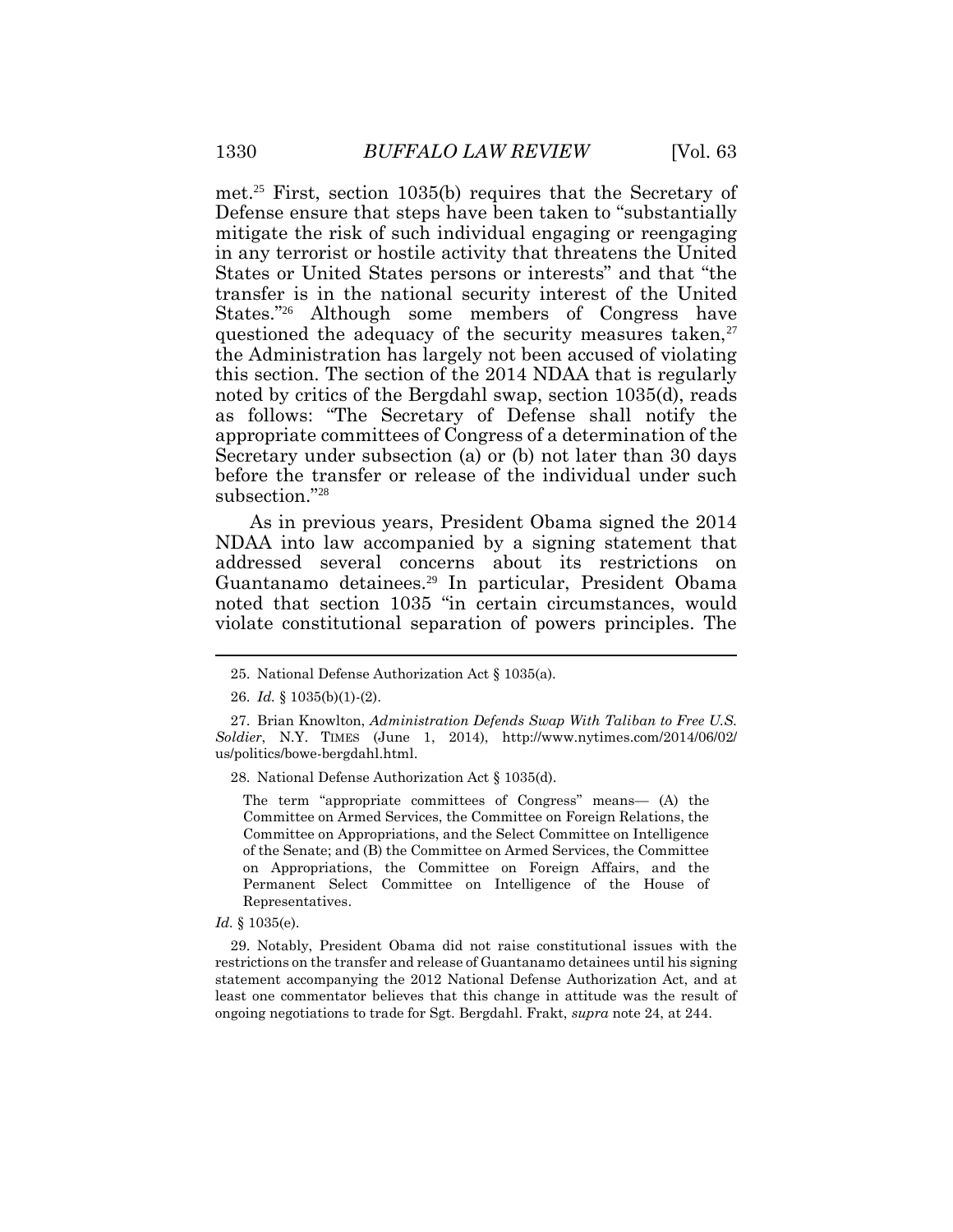met.[25] First, section 1035(b) requires that the Secretary of Defense ensure that steps have been taken to "substantially mitigate the risk of such individual engaging or reengaging in any terrorist or hostile activity that threatens the United States or United States persons or interests" and that "the transfer is in the national security interest of the United States."[26] Although some members of Congress have questioned the adequacy of the security measures taken,[27] the Administration has largely not been accused of violating this section. The section of the 2014 NDAA that is regularly noted by critics of the Bergdahl swap, section 1035(d), reads as follows: "The Secretary of Defense shall notify the appropriate committees of Congress of a determination of the Secretary under subsection (a) or (b) not later than 30 days before the transfer or release of the individual under such subsection."[28]

As in previous years, President Obama signed the 2014 NDAA into law accompanied by a signing statement that addressed several concerns about its restrictions on Guantanamo detainees.[29] In particular, President Obama noted that section 1035 "in certain circumstances, would violate constitutional separation of powers principles. The

---

25. National Defense Authorization Act § 1035(a).

26. *Id.* § 1035(b)(1)-(2).

27. Brian Knowlton, *Administration Defends Swap With Taliban to Free U.S. Soldier*, N.Y. TIMES (June 1, 2014), http://www.nytimes.com/2014/06/02/us/politics/bowe-bergdahl.html.

28. National Defense Authorization Act § 1035(d).

> The term "appropriate committees of Congress" means— (A) the Committee on Armed Services, the Committee on Foreign Relations, the Committee on Appropriations, and the Select Committee on Intelligence of the Senate; and (B) the Committee on Armed Services, the Committee on Appropriations, the Committee on Foreign Affairs, and the Permanent Select Committee on Intelligence of the House of Representatives.

*Id.* § 1035(e).

29. Notably, President Obama did not raise constitutional issues with the restrictions on the transfer and release of Guantanamo detainees until his signing statement accompanying the 2012 National Defense Authorization Act, and at least one commentator believes that this change in attitude was the result of ongoing negotiations to trade for Sgt. Bergdahl. Frakt, *supra* note 24, at 244.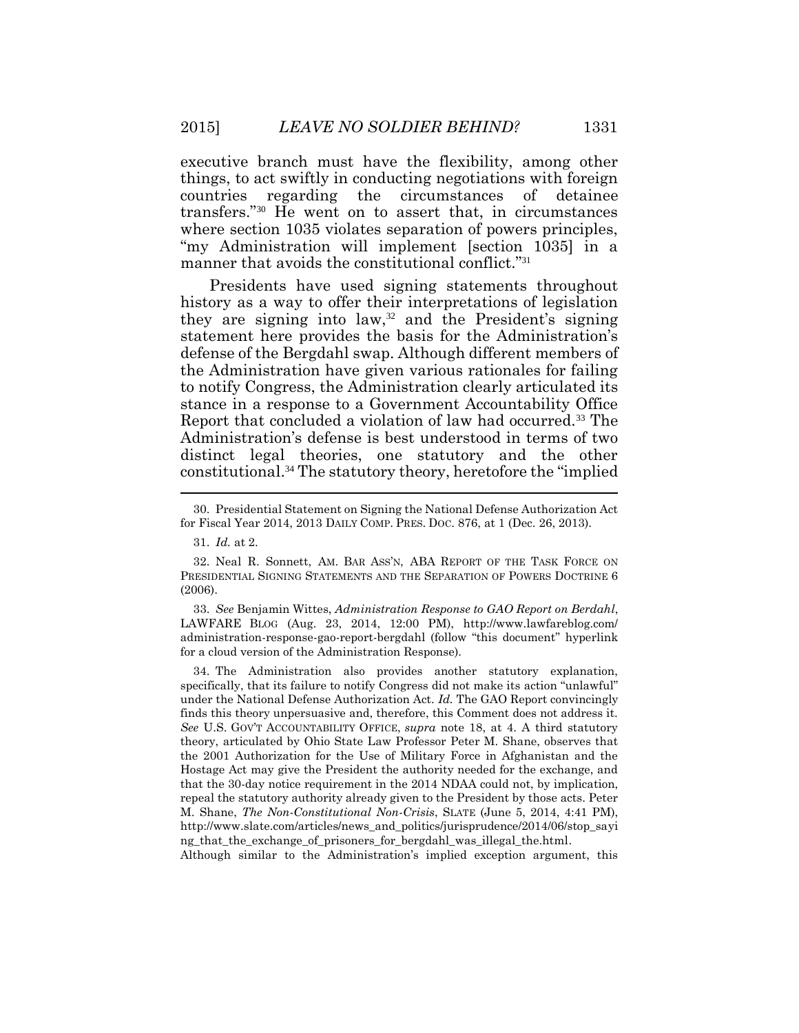executive branch must have the flexibility, among other things, to act swiftly in conducting negotiations with foreign countries regarding the circumstances of detainee transfers."[30] He went on to assert that, in circumstances where section 1035 violates separation of powers principles, "my Administration will implement [section 1035] in a manner that avoids the constitutional conflict."[31]

Presidents have used signing statements throughout history as a way to offer their interpretations of legislation they are signing into law,[32] and the President's signing statement here provides the basis for the Administration's defense of the Bergdahl swap. Although different members of the Administration have given various rationales for failing to notify Congress, the Administration clearly articulated its stance in a response to a Government Accountability Office Report that concluded a violation of law had occurred.[33] The Administration's defense is best understood in terms of two distinct legal theories, one statutory and the other constitutional.[34] The statutory theory, heretofore the "implied

---

30. Presidential Statement on Signing the National Defense Authorization Act for Fiscal Year 2014, 2013 DAILY COMP. PRES. DOC. 876, at 1 (Dec. 26, 2013).

31. *Id.* at 2.

32. Neal R. Sonnett, AM. BAR ASS'N, ABA REPORT OF THE TASK FORCE ON PRESIDENTIAL SIGNING STATEMENTS AND THE SEPARATION OF POWERS DOCTRINE 6 (2006).

33. *See* Benjamin Wittes, *Administration Response to GAO Report on Berdahl*, LAWFARE BLOG (Aug. 23, 2014, 12:00 PM), http://www.lawfareblog.com/administration-response-gao-report-bergdahl (follow "this document" hyperlink for a cloud version of the Administration Response).

34. The Administration also provides another statutory explanation, specifically, that its failure to notify Congress did not make its action "unlawful" under the National Defense Authorization Act. *Id.* The GAO Report convincingly finds this theory unpersuasive and, therefore, this Comment does not address it. *See* U.S. GOV'T ACCOUNTABILITY OFFICE, *supra* note 18, at 4. A third statutory theory, articulated by Ohio State Law Professor Peter M. Shane, observes that the 2001 Authorization for the Use of Military Force in Afghanistan and the Hostage Act may give the President the authority needed for the exchange, and that the 30-day notice requirement in the 2014 NDAA could not, by implication, repeal the statutory authority already given to the President by those acts. Peter M. Shane, *The Non-Constitutional Non-Crisis*, SLATE (June 5, 2014, 4:41 PM), http://www.slate.com/articles/news_and_politics/jurisprudence/2014/06/stop_saying_that_the_exchange_of_prisoners_for_bergdahl_was_illegal_the.html.

Although similar to the Administration's implied exception argument, this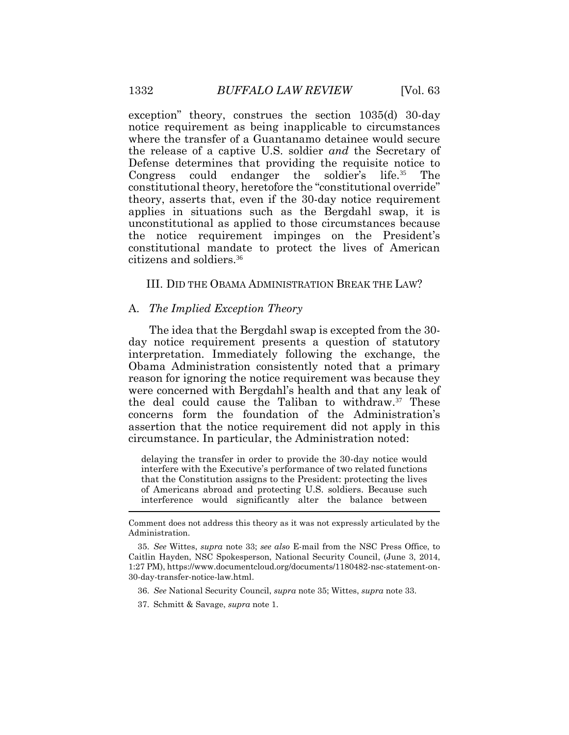exception" theory, construes the section 1035(d) 30-day notice requirement as being inapplicable to circumstances where the transfer of a Guantanamo detainee would secure the release of a captive U.S. soldier *and* the Secretary of Defense determines that providing the requisite notice to Congress could endanger the soldier's life.[35] The constitutional theory, heretofore the "constitutional override" theory, asserts that, even if the 30-day notice requirement applies in situations such as the Bergdahl swap, it is unconstitutional as applied to those circumstances because the notice requirement impinges on the President's constitutional mandate to protect the lives of American citizens and soldiers.[36]

## III. DID THE OBAMA ADMINISTRATION BREAK THE LAW?

### A. *The Implied Exception Theory*

The idea that the Bergdahl swap is excepted from the 30-day notice requirement presents a question of statutory interpretation. Immediately following the exchange, the Obama Administration consistently noted that a primary reason for ignoring the notice requirement was because they were concerned with Bergdahl's health and that any leak of the deal could cause the Taliban to withdraw.[37] These concerns form the foundation of the Administration's assertion that the notice requirement did not apply in this circumstance. In particular, the Administration noted:

> delaying the transfer in order to provide the 30-day notice would interfere with the Executive's performance of two related functions that the Constitution assigns to the President: protecting the lives of Americans abroad and protecting U.S. soldiers. Because such interference would significantly alter the balance between

---

Comment does not address this theory as it was not expressly articulated by the Administration.

35. *See* Wittes, *supra* note 33; *see also* E-mail from the NSC Press Office, to Caitlin Hayden, NSC Spokesperson, National Security Council, (June 3, 2014, 1:27 PM), https://www.documentcloud.org/documents/1180482-nsc-statement-on-30-day-transfer-notice-law.html.

36. *See* National Security Council, *supra* note 35; Wittes, *supra* note 33.

37. Schmitt & Savage, *supra* note 1.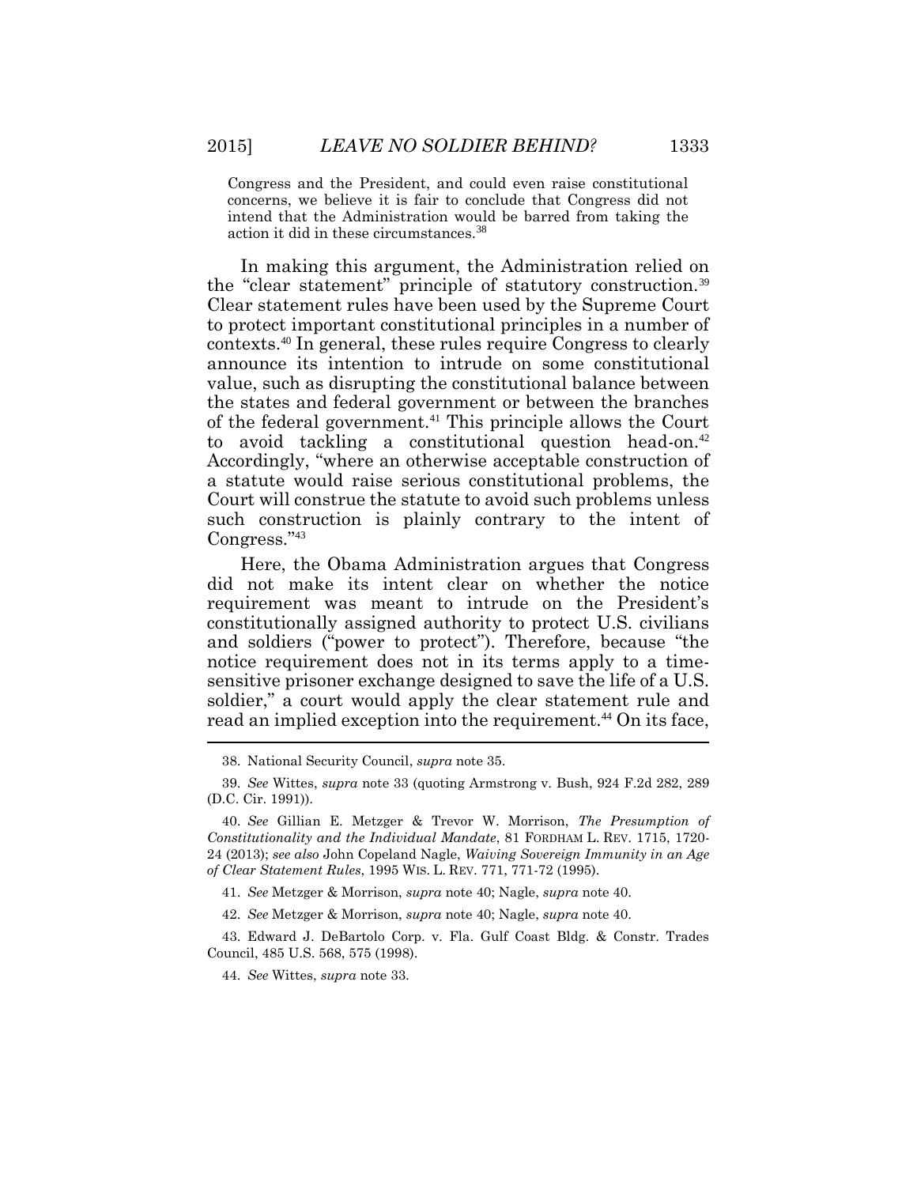> Congress and the President, and could even raise constitutional concerns, we believe it is fair to conclude that Congress did not intend that the Administration would be barred from taking the action it did in these circumstances.[38]

In making this argument, the Administration relied on the "clear statement" principle of statutory construction.[39] Clear statement rules have been used by the Supreme Court to protect important constitutional principles in a number of contexts.[40] In general, these rules require Congress to clearly announce its intention to intrude on some constitutional value, such as disrupting the constitutional balance between the states and federal government or between the branches of the federal government.[41] This principle allows the Court to avoid tackling a constitutional question head-on.[42] Accordingly, "where an otherwise acceptable construction of a statute would raise serious constitutional problems, the Court will construe the statute to avoid such problems unless such construction is plainly contrary to the intent of Congress."[43]

Here, the Obama Administration argues that Congress did not make its intent clear on whether the notice requirement was meant to intrude on the President's constitutionally assigned authority to protect U.S. civilians and soldiers ("power to protect"). Therefore, because "the notice requirement does not in its terms apply to a time-sensitive prisoner exchange designed to save the life of a U.S. soldier," a court would apply the clear statement rule and read an implied exception into the requirement.[44] On its face,

---

38. National Security Council, *supra* note 35.

39. *See* Wittes, *supra* note 33 (quoting Armstrong v. Bush, 924 F.2d 282, 289 (D.C. Cir. 1991)).

40. *See* Gillian E. Metzger & Trevor W. Morrison, *The Presumption of Constitutionality and the Individual Mandate*, 81 FORDHAM L. REV. 1715, 1720-24 (2013); *see also* John Copeland Nagle, *Waiving Sovereign Immunity in an Age of Clear Statement Rules*, 1995 WIS. L. REV. 771, 771-72 (1995).

41. *See* Metzger & Morrison, *supra* note 40; Nagle, *supra* note 40.

42. *See* Metzger & Morrison, *supra* note 40; Nagle, *supra* note 40.

43. Edward J. DeBartolo Corp. v. Fla. Gulf Coast Bldg. & Constr. Trades Council, 485 U.S. 568, 575 (1998).

44. *See* Wittes, *supra* note 33.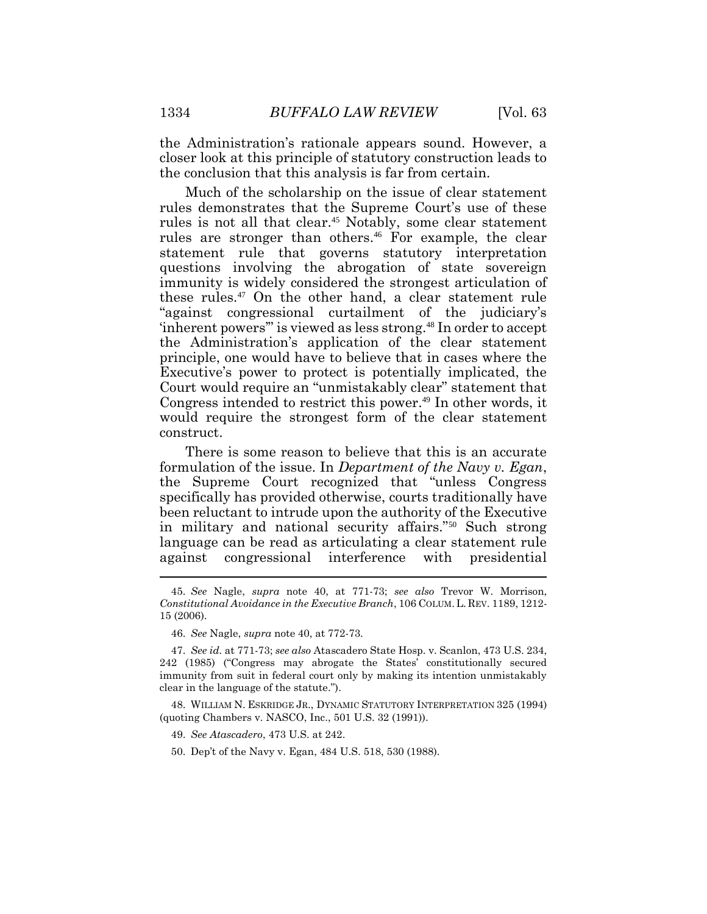the Administration's rationale appears sound. However, a closer look at this principle of statutory construction leads to the conclusion that this analysis is far from certain.

Much of the scholarship on the issue of clear statement rules demonstrates that the Supreme Court's use of these rules is not all that clear.[45] Notably, some clear statement rules are stronger than others.[46] For example, the clear statement rule that governs statutory interpretation questions involving the abrogation of state sovereign immunity is widely considered the strongest articulation of these rules.[47] On the other hand, a clear statement rule "against congressional curtailment of the judiciary's 'inherent powers'" is viewed as less strong.[48] In order to accept the Administration's application of the clear statement principle, one would have to believe that in cases where the Executive's power to protect is potentially implicated, the Court would require an "unmistakably clear" statement that Congress intended to restrict this power.[49] In other words, it would require the strongest form of the clear statement construct.

There is some reason to believe that this is an accurate formulation of the issue. In *Department of the Navy v. Egan*, the Supreme Court recognized that "unless Congress specifically has provided otherwise, courts traditionally have been reluctant to intrude upon the authority of the Executive in military and national security affairs."[50] Such strong language can be read as articulating a clear statement rule against congressional interference with presidential

---

45. *See* Nagle, *supra* note 40, at 771-73; *see also* Trevor W. Morrison, *Constitutional Avoidance in the Executive Branch*, 106 COLUM. L. REV. 1189, 1212-15 (2006).

46. *See* Nagle, *supra* note 40, at 772-73.

47. *See id.* at 771-73; *see also* Atascadero State Hosp. v. Scanlon, 473 U.S. 234, 242 (1985) ("Congress may abrogate the States' constitutionally secured immunity from suit in federal court only by making its intention unmistakably clear in the language of the statute.").

48. WILLIAM N. ESKRIDGE JR., DYNAMIC STATUTORY INTERPRETATION 325 (1994) (quoting Chambers v. NASCO, Inc., 501 U.S. 32 (1991)).

49. *See Atascadero*, 473 U.S. at 242.

50. Dep't of the Navy v. Egan, 484 U.S. 518, 530 (1988).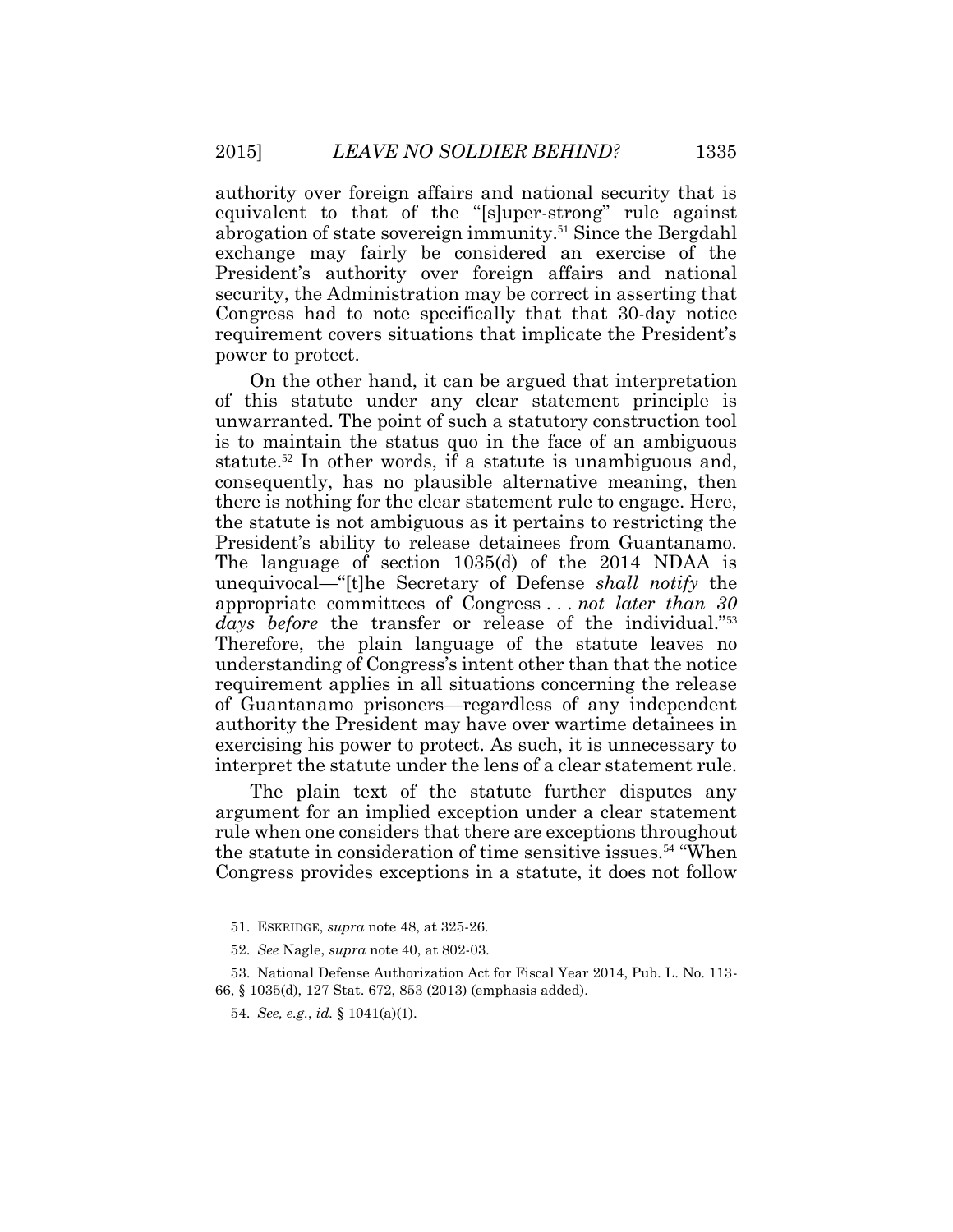authority over foreign affairs and national security that is equivalent to that of the "[s]uper-strong" rule against abrogation of state sovereign immunity.[51] Since the Bergdahl exchange may fairly be considered an exercise of the President's authority over foreign affairs and national security, the Administration may be correct in asserting that Congress had to note specifically that that 30-day notice requirement covers situations that implicate the President's power to protect.

On the other hand, it can be argued that interpretation of this statute under any clear statement principle is unwarranted. The point of such a statutory construction tool is to maintain the status quo in the face of an ambiguous statute.[52] In other words, if a statute is unambiguous and, consequently, has no plausible alternative meaning, then there is nothing for the clear statement rule to engage. Here, the statute is not ambiguous as it pertains to restricting the President's ability to release detainees from Guantanamo. The language of section 1035(d) of the 2014 NDAA is unequivocal—"[t]he Secretary of Defense *shall notify* the appropriate committees of Congress . . . *not later than 30 days before* the transfer or release of the individual."[53] Therefore, the plain language of the statute leaves no understanding of Congress's intent other than that the notice requirement applies in all situations concerning the release of Guantanamo prisoners—regardless of any independent authority the President may have over wartime detainees in exercising his power to protect. As such, it is unnecessary to interpret the statute under the lens of a clear statement rule.

The plain text of the statute further disputes any argument for an implied exception under a clear statement rule when one considers that there are exceptions throughout the statute in consideration of time sensitive issues.[54] "When Congress provides exceptions in a statute, it does not follow

---

51. ESKRIDGE, *supra* note 48, at 325-26.

52. *See* Nagle, *supra* note 40, at 802-03.

53. National Defense Authorization Act for Fiscal Year 2014, Pub. L. No. 113-66, § 1035(d), 127 Stat. 672, 853 (2013) (emphasis added).

54. *See, e.g.*, *id.* § 1041(a)(1).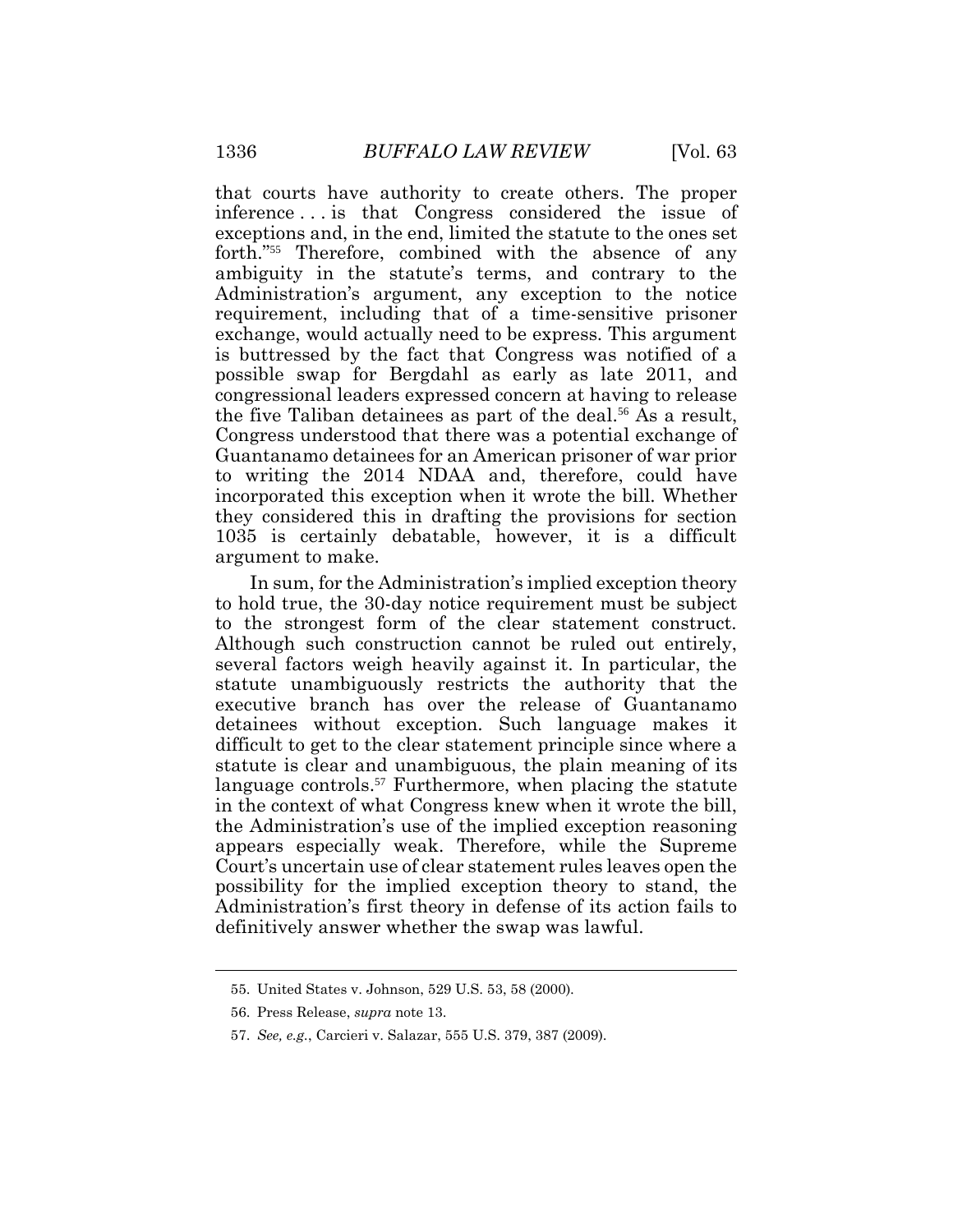that courts have authority to create others. The proper inference . . . is that Congress considered the issue of exceptions and, in the end, limited the statute to the ones set forth."[55] Therefore, combined with the absence of any ambiguity in the statute's terms, and contrary to the Administration's argument, any exception to the notice requirement, including that of a time-sensitive prisoner exchange, would actually need to be express. This argument is buttressed by the fact that Congress was notified of a possible swap for Bergdahl as early as late 2011, and congressional leaders expressed concern at having to release the five Taliban detainees as part of the deal.[56] As a result, Congress understood that there was a potential exchange of Guantanamo detainees for an American prisoner of war prior to writing the 2014 NDAA and, therefore, could have incorporated this exception when it wrote the bill. Whether they considered this in drafting the provisions for section 1035 is certainly debatable, however, it is a difficult argument to make.

In sum, for the Administration's implied exception theory to hold true, the 30-day notice requirement must be subject to the strongest form of the clear statement construct. Although such construction cannot be ruled out entirely, several factors weigh heavily against it. In particular, the statute unambiguously restricts the authority that the executive branch has over the release of Guantanamo detainees without exception. Such language makes it difficult to get to the clear statement principle since where a statute is clear and unambiguous, the plain meaning of its language controls.[57] Furthermore, when placing the statute in the context of what Congress knew when it wrote the bill, the Administration's use of the implied exception reasoning appears especially weak. Therefore, while the Supreme Court's uncertain use of clear statement rules leaves open the possibility for the implied exception theory to stand, the Administration's first theory in defense of its action fails to definitively answer whether the swap was lawful.

---

55. United States v. Johnson, 529 U.S. 53, 58 (2000).

56. Press Release, *supra* note 13.

57. *See, e.g.*, Carcieri v. Salazar, 555 U.S. 379, 387 (2009).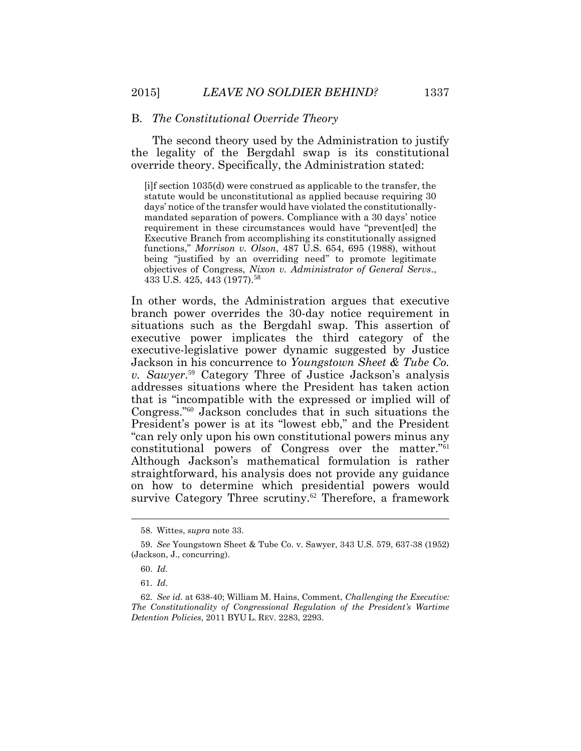### B. *The Constitutional Override Theory*

The second theory used by the Administration to justify the legality of the Bergdahl swap is its constitutional override theory. Specifically, the Administration stated:

> [i]f section 1035(d) were construed as applicable to the transfer, the statute would be unconstitutional as applied because requiring 30 days' notice of the transfer would have violated the constitutionally-mandated separation of powers. Compliance with a 30 days' notice requirement in these circumstances would have "prevent[ed] the Executive Branch from accomplishing its constitutionally assigned functions," *Morrison v. Olson*, 487 U.S. 654, 695 (1988), without being "justified by an overriding need" to promote legitimate objectives of Congress, *Nixon v. Administrator of General Servs*., 433 U.S. 425, 443 (1977).[58]

In other words, the Administration argues that executive branch power overrides the 30-day notice requirement in situations such as the Bergdahl swap. This assertion of executive power implicates the third category of the executive-legislative power dynamic suggested by Justice Jackson in his concurrence to *Youngstown Sheet & Tube Co. v. Sawyer*.[59] Category Three of Justice Jackson's analysis addresses situations where the President has taken action that is "incompatible with the expressed or implied will of Congress."[60] Jackson concludes that in such situations the President's power is at its "lowest ebb," and the President "can rely only upon his own constitutional powers minus any constitutional powers of Congress over the matter."[61] Although Jackson's mathematical formulation is rather straightforward, his analysis does not provide any guidance on how to determine which presidential powers would survive Category Three scrutiny.[62] Therefore, a framework

---

58. Wittes, *supra* note 33.

59. *See* Youngstown Sheet & Tube Co. v. Sawyer, 343 U.S. 579, 637-38 (1952) (Jackson, J., concurring).

60. *Id*.

61. *Id*.

62. *See id.* at 638-40; William M. Hains, Comment, *Challenging the Executive: The Constitutionality of Congressional Regulation of the President's Wartime Detention Policies*, 2011 BYU L. REV. 2283, 2293.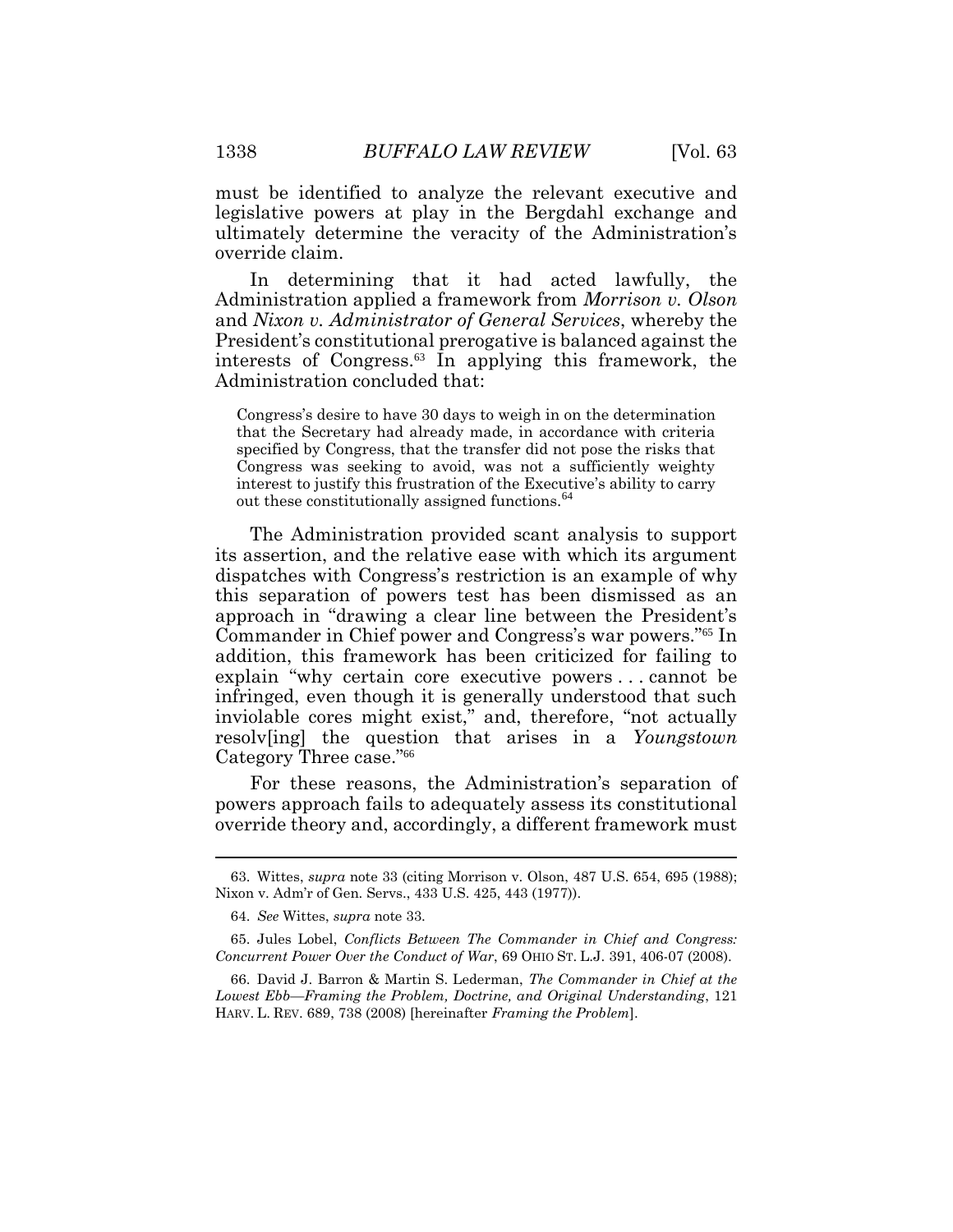must be identified to analyze the relevant executive and legislative powers at play in the Bergdahl exchange and ultimately determine the veracity of the Administration's override claim.

In determining that it had acted lawfully, the Administration applied a framework from *Morrison v. Olson* and *Nixon v. Administrator of General Services*, whereby the President's constitutional prerogative is balanced against the interests of Congress.[63] In applying this framework, the Administration concluded that:

> Congress's desire to have 30 days to weigh in on the determination that the Secretary had already made, in accordance with criteria specified by Congress, that the transfer did not pose the risks that Congress was seeking to avoid, was not a sufficiently weighty interest to justify this frustration of the Executive's ability to carry out these constitutionally assigned functions.[64]

The Administration provided scant analysis to support its assertion, and the relative ease with which its argument dispatches with Congress's restriction is an example of why this separation of powers test has been dismissed as an approach in "drawing a clear line between the President's Commander in Chief power and Congress's war powers."[65] In addition, this framework has been criticized for failing to explain "why certain core executive powers . . . cannot be infringed, even though it is generally understood that such inviolable cores might exist," and, therefore, "not actually resolv[ing] the question that arises in a *Youngstown* Category Three case."[66]

For these reasons, the Administration's separation of powers approach fails to adequately assess its constitutional override theory and, accordingly, a different framework must

---

63. Wittes, *supra* note 33 (citing Morrison v. Olson, 487 U.S. 654, 695 (1988); Nixon v. Adm'r of Gen. Servs., 433 U.S. 425, 443 (1977)).

64. *See* Wittes, *supra* note 33.

65. Jules Lobel, *Conflicts Between The Commander in Chief and Congress: Concurrent Power Over the Conduct of War*, 69 OHIO ST. L.J. 391, 406-07 (2008).

66. David J. Barron & Martin S. Lederman, *The Commander in Chief at the Lowest Ebb—Framing the Problem, Doctrine, and Original Understanding*, 121 HARV. L. REV. 689, 738 (2008) [hereinafter *Framing the Problem*].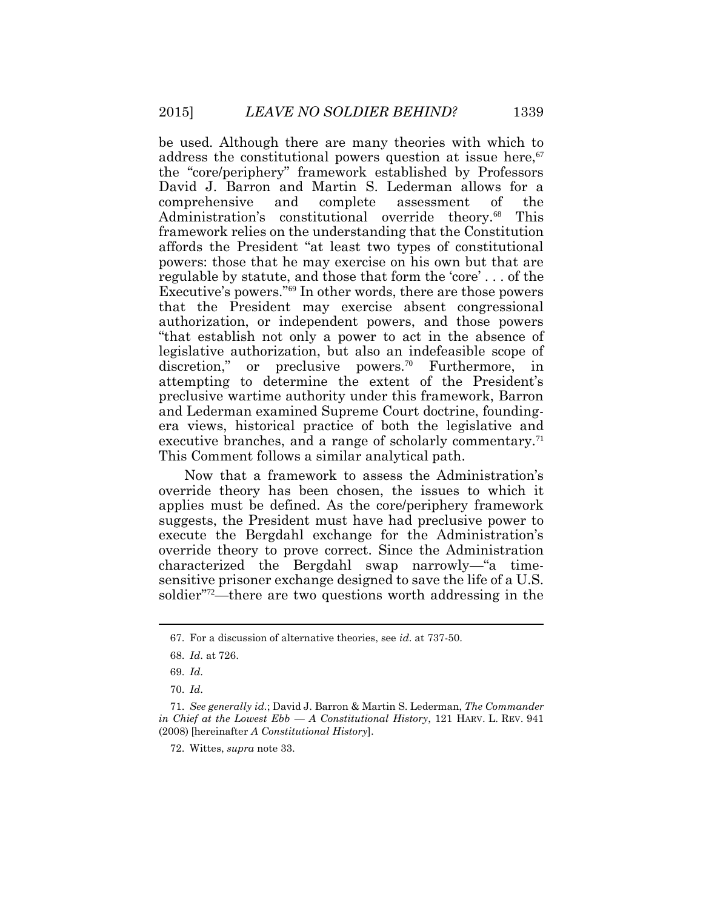be used. Although there are many theories with which to address the constitutional powers question at issue here,[67] the "core/periphery" framework established by Professors David J. Barron and Martin S. Lederman allows for a comprehensive and complete assessment of the Administration's constitutional override theory.[68] This framework relies on the understanding that the Constitution affords the President "at least two types of constitutional powers: those that he may exercise on his own but that are regulable by statute, and those that form the 'core' . . . of the Executive's powers."[69] In other words, there are those powers that the President may exercise absent congressional authorization, or independent powers, and those powers "that establish not only a power to act in the absence of legislative authorization, but also an indefeasible scope of discretion," or preclusive powers.[70] Furthermore, in attempting to determine the extent of the President's preclusive wartime authority under this framework, Barron and Lederman examined Supreme Court doctrine, founding-era views, historical practice of both the legislative and executive branches, and a range of scholarly commentary.[71] This Comment follows a similar analytical path.

Now that a framework to assess the Administration's override theory has been chosen, the issues to which it applies must be defined. As the core/periphery framework suggests, the President must have had preclusive power to execute the Bergdahl exchange for the Administration's override theory to prove correct. Since the Administration characterized the Bergdahl swap narrowly—"a time-sensitive prisoner exchange designed to save the life of a U.S. soldier"[72]—there are two questions worth addressing in the

---

67. For a discussion of alternative theories, see *id.* at 737-50.

68. *Id.* at 726.

69. *Id.*

70. *Id.*

71. *See generally id.*; David J. Barron & Martin S. Lederman, *The Commander in Chief at the Lowest Ebb — A Constitutional History*, 121 HARV. L. REV. 941 (2008) [hereinafter *A Constitutional History*].

72. Wittes, *supra* note 33.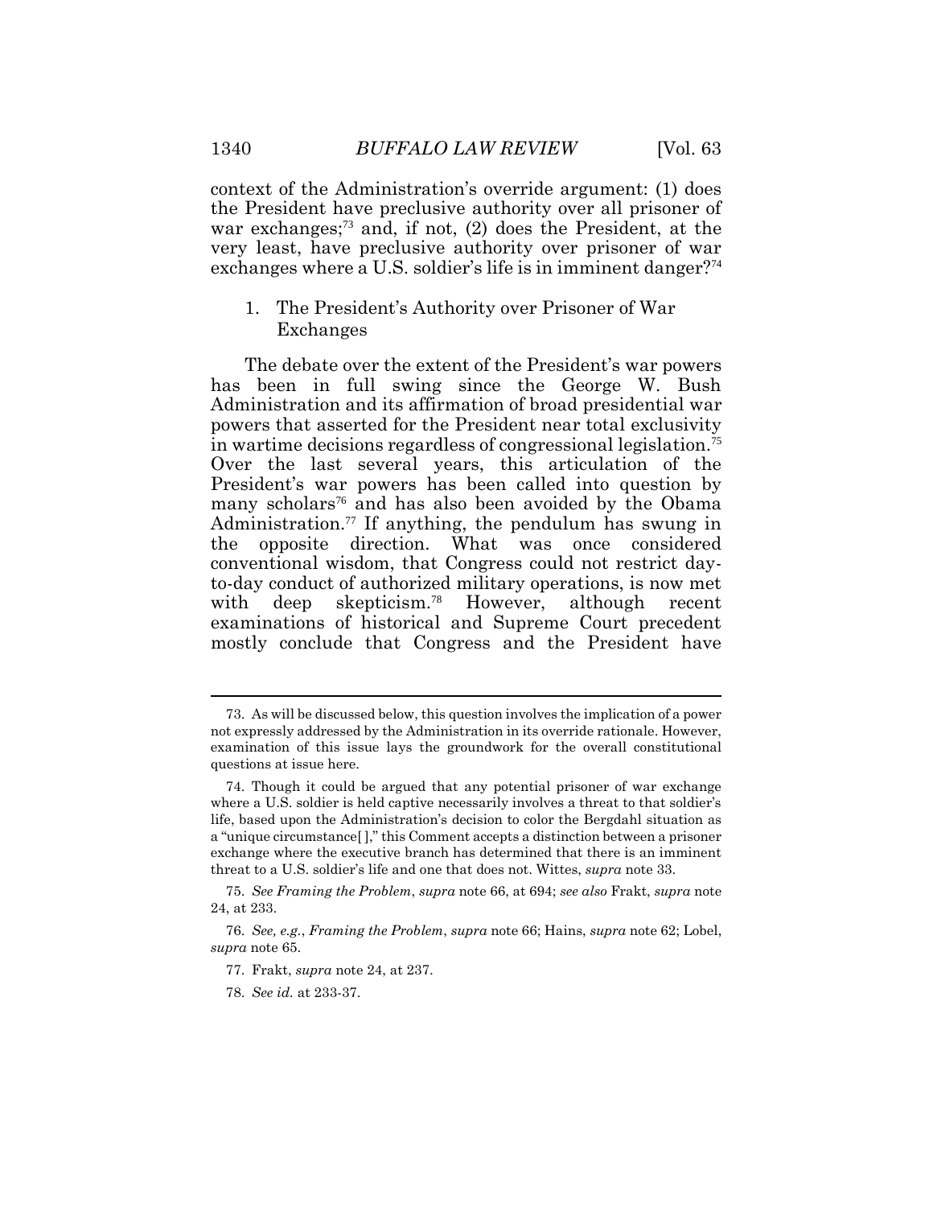context of the Administration's override argument: (1) does the President have preclusive authority over all prisoner of war exchanges;[73] and, if not, (2) does the President, at the very least, have preclusive authority over prisoner of war exchanges where a U.S. soldier's life is in imminent danger?[74]

### 1. The President's Authority over Prisoner of War Exchanges

The debate over the extent of the President's war powers has been in full swing since the George W. Bush Administration and its affirmation of broad presidential war powers that asserted for the President near total exclusivity in wartime decisions regardless of congressional legislation.[75] Over the last several years, this articulation of the President's war powers has been called into question by many scholars[76] and has also been avoided by the Obama Administration.[77] If anything, the pendulum has swung in the opposite direction. What was once considered conventional wisdom, that Congress could not restrict day-to-day conduct of authorized military operations, is now met with deep skepticism.[78] However, although recent examinations of historical and Supreme Court precedent mostly conclude that Congress and the President have

---

73. As will be discussed below, this question involves the implication of a power not expressly addressed by the Administration in its override rationale. However, examination of this issue lays the groundwork for the overall constitutional questions at issue here.

74. Though it could be argued that any potential prisoner of war exchange where a U.S. soldier is held captive necessarily involves a threat to that soldier's life, based upon the Administration's decision to color the Bergdahl situation as a "unique circumstance[ ]," this Comment accepts a distinction between a prisoner exchange where the executive branch has determined that there is an imminent threat to a U.S. soldier's life and one that does not. Wittes, *supra* note 33.

75. *See Framing the Problem*, *supra* note 66, at 694; *see also* Frakt, *supra* note 24, at 233.

76. *See, e.g.*, *Framing the Problem*, *supra* note 66; Hains, *supra* note 62; Lobel, *supra* note 65.

77. Frakt, *supra* note 24, at 237.

78. *See id.* at 233-37.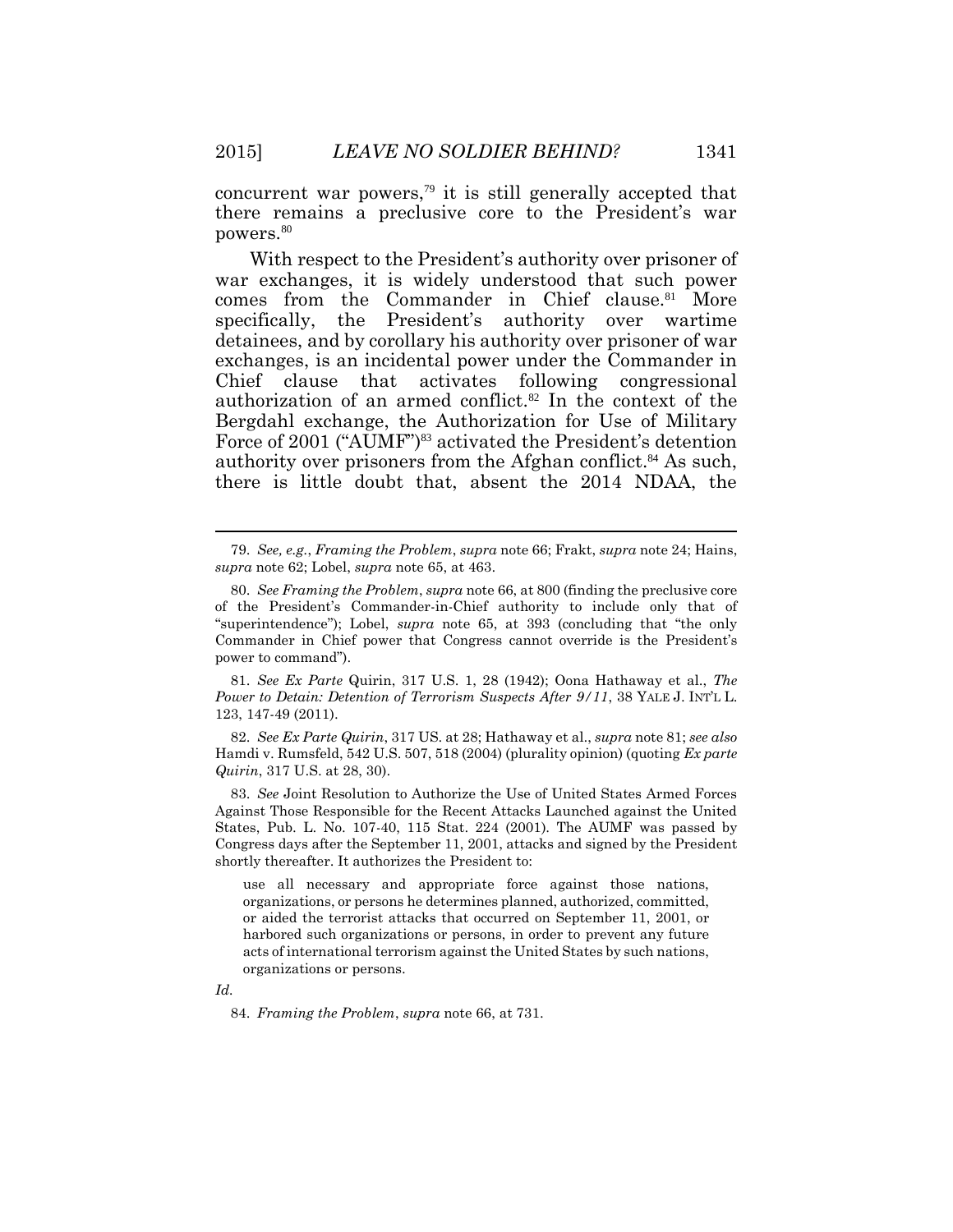concurrent war powers,[79] it is still generally accepted that there remains a preclusive core to the President's war powers.[80]

With respect to the President's authority over prisoner of war exchanges, it is widely understood that such power comes from the Commander in Chief clause.[81] More specifically, the President's authority over wartime detainees, and by corollary his authority over prisoner of war exchanges, is an incidental power under the Commander in Chief clause that activates following congressional authorization of an armed conflict.[82] In the context of the Bergdahl exchange, the Authorization for Use of Military Force of 2001 ("AUMF")[83] activated the President's detention authority over prisoners from the Afghan conflict.[84] As such, there is little doubt that, absent the 2014 NDAA, the

---

79. *See, e.g.*, *Framing the Problem*, *supra* note 66; Frakt, *supra* note 24; Hains, *supra* note 62; Lobel, *supra* note 65, at 463.

80. *See Framing the Problem*, *supra* note 66, at 800 (finding the preclusive core of the President's Commander-in-Chief authority to include only that of "superintendence"); Lobel, *supra* note 65, at 393 (concluding that "the only Commander in Chief power that Congress cannot override is the President's power to command").

81. *See Ex Parte* Quirin, 317 U.S. 1, 28 (1942); Oona Hathaway et al., *The Power to Detain: Detention of Terrorism Suspects After 9/11*, 38 YALE J. INT'L L. 123, 147-49 (2011).

82. *See Ex Parte Quirin*, 317 US. at 28; Hathaway et al., *supra* note 81; *see also* Hamdi v. Rumsfeld, 542 U.S. 507, 518 (2004) (plurality opinion) (quoting *Ex parte Quirin*, 317 U.S. at 28, 30).

83. *See* Joint Resolution to Authorize the Use of United States Armed Forces Against Those Responsible for the Recent Attacks Launched against the United States, Pub. L. No. 107-40, 115 Stat. 224 (2001). The AUMF was passed by Congress days after the September 11, 2001, attacks and signed by the President shortly thereafter. It authorizes the President to:

> use all necessary and appropriate force against those nations, organizations, or persons he determines planned, authorized, committed, or aided the terrorist attacks that occurred on September 11, 2001, or harbored such organizations or persons, in order to prevent any future acts of international terrorism against the United States by such nations, organizations or persons.

*Id.*

84. *Framing the Problem*, *supra* note 66, at 731.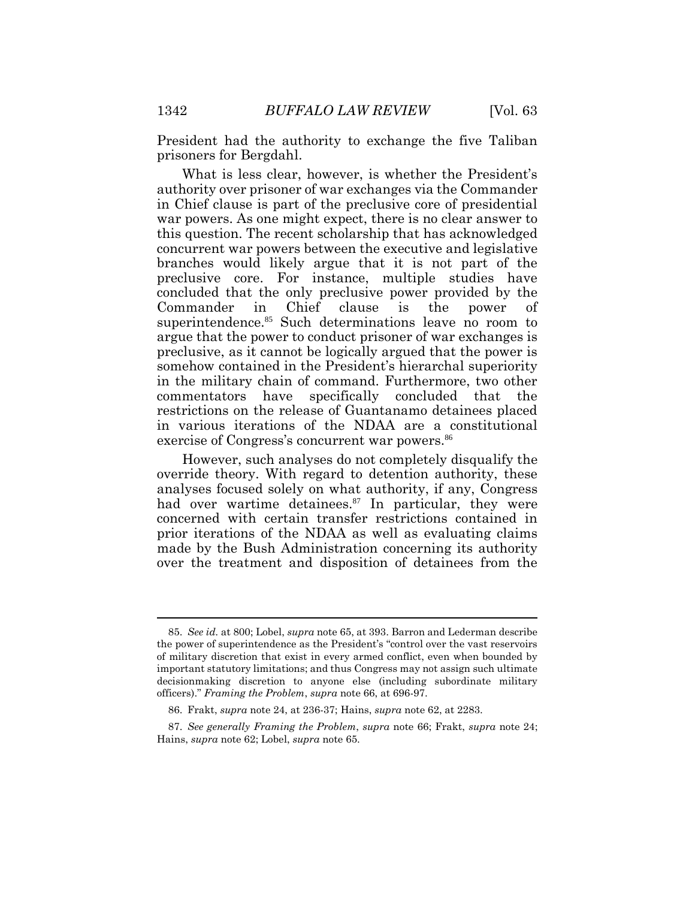President had the authority to exchange the five Taliban prisoners for Bergdahl.

What is less clear, however, is whether the President's authority over prisoner of war exchanges via the Commander in Chief clause is part of the preclusive core of presidential war powers. As one might expect, there is no clear answer to this question. The recent scholarship that has acknowledged concurrent war powers between the executive and legislative branches would likely argue that it is not part of the preclusive core. For instance, multiple studies have concluded that the only preclusive power provided by the Commander in Chief clause is the power of superintendence.[85] Such determinations leave no room to argue that the power to conduct prisoner of war exchanges is preclusive, as it cannot be logically argued that the power is somehow contained in the President's hierarchal superiority in the military chain of command. Furthermore, two other commentators have specifically concluded that the restrictions on the release of Guantanamo detainees placed in various iterations of the NDAA are a constitutional exercise of Congress's concurrent war powers.[86]

However, such analyses do not completely disqualify the override theory. With regard to detention authority, these analyses focused solely on what authority, if any, Congress had over wartime detainees.[87] In particular, they were concerned with certain transfer restrictions contained in prior iterations of the NDAA as well as evaluating claims made by the Bush Administration concerning its authority over the treatment and disposition of detainees from the

---

85. *See id.* at 800; Lobel, *supra* note 65, at 393. Barron and Lederman describe the power of superintendence as the President's "control over the vast reservoirs of military discretion that exist in every armed conflict, even when bounded by important statutory limitations; and thus Congress may not assign such ultimate decisionmaking discretion to anyone else (including subordinate military officers)." *Framing the Problem*, *supra* note 66, at 696-97.

86. Frakt, *supra* note 24, at 236-37; Hains, *supra* note 62, at 2283.

87. *See generally Framing the Problem*, *supra* note 66; Frakt, *supra* note 24; Hains, *supra* note 62; Lobel, *supra* note 65.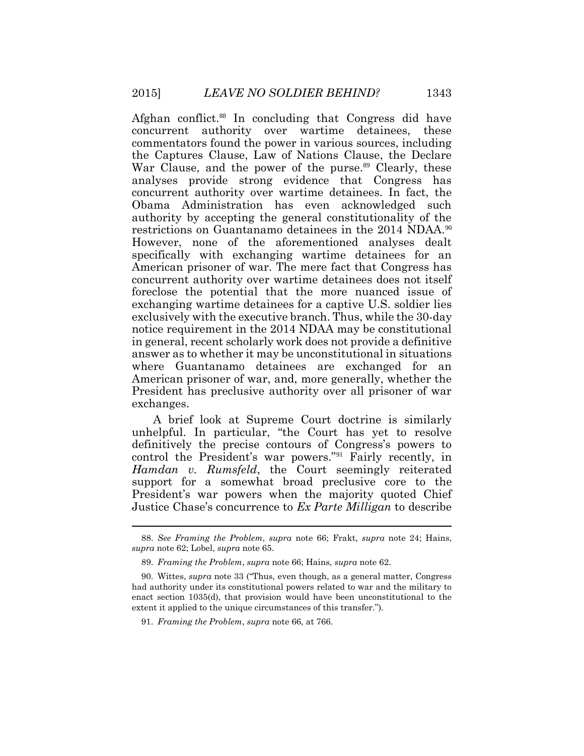Afghan conflict.[88] In concluding that Congress did have concurrent authority over wartime detainees, these commentators found the power in various sources, including the Captures Clause, Law of Nations Clause, the Declare War Clause, and the power of the purse.[89] Clearly, these analyses provide strong evidence that Congress has concurrent authority over wartime detainees. In fact, the Obama Administration has even acknowledged such authority by accepting the general constitutionality of the restrictions on Guantanamo detainees in the 2014 NDAA.[90] However, none of the aforementioned analyses dealt specifically with exchanging wartime detainees for an American prisoner of war. The mere fact that Congress has concurrent authority over wartime detainees does not itself foreclose the potential that the more nuanced issue of exchanging wartime detainees for a captive U.S. soldier lies exclusively with the executive branch. Thus, while the 30-day notice requirement in the 2014 NDAA may be constitutional in general, recent scholarly work does not provide a definitive answer as to whether it may be unconstitutional in situations where Guantanamo detainees are exchanged for an American prisoner of war, and, more generally, whether the President has preclusive authority over all prisoner of war exchanges.

A brief look at Supreme Court doctrine is similarly unhelpful. In particular, "the Court has yet to resolve definitively the precise contours of Congress's powers to control the President's war powers."[91] Fairly recently, in *Hamdan v. Rumsfeld*, the Court seemingly reiterated support for a somewhat broad preclusive core to the President's war powers when the majority quoted Chief Justice Chase's concurrence to *Ex Parte Milligan* to describe

---

88. *See Framing the Problem*, *supra* note 66; Frakt, *supra* note 24; Hains, *supra* note 62; Lobel, *supra* note 65.

89. *Framing the Problem*, *supra* note 66; Hains, *supra* note 62.

90. Wittes, *supra* note 33 ("Thus, even though, as a general matter, Congress had authority under its constitutional powers related to war and the military to enact section 1035(d), that provision would have been unconstitutional to the extent it applied to the unique circumstances of this transfer.").

91. *Framing the Problem*, *supra* note 66, at 766.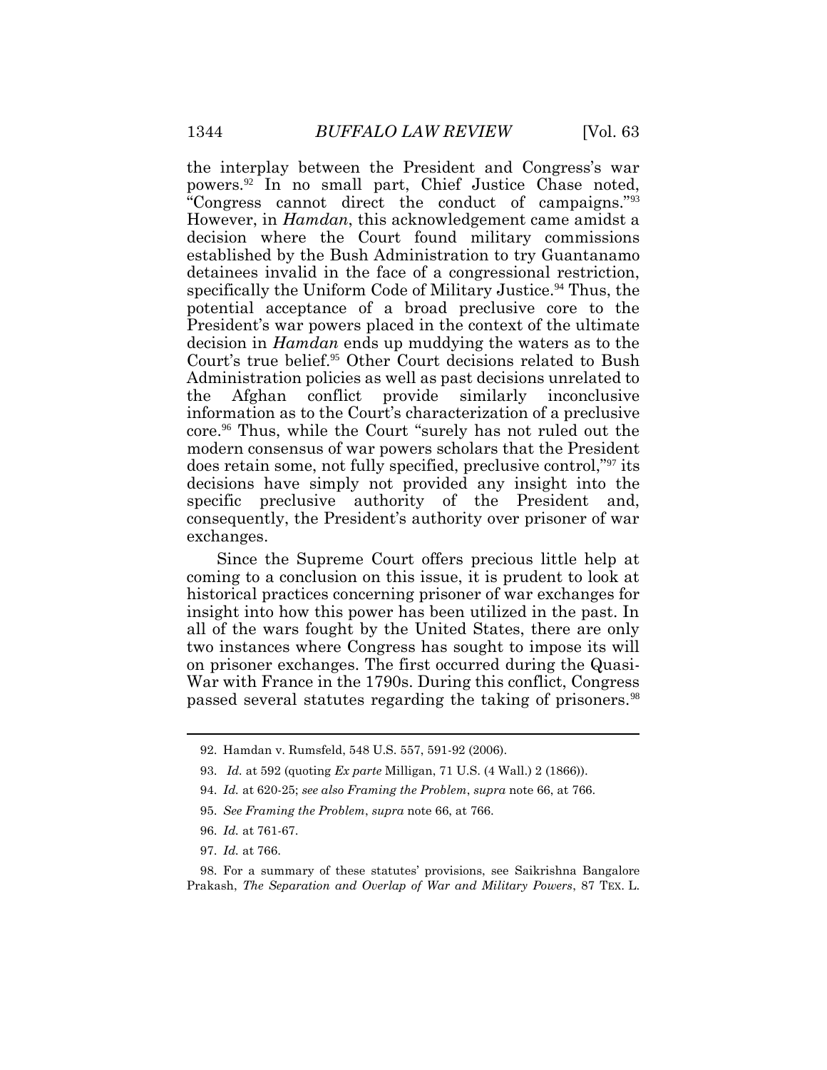the interplay between the President and Congress's war powers.[92] In no small part, Chief Justice Chase noted, "Congress cannot direct the conduct of campaigns."[93] However, in *Hamdan*, this acknowledgement came amidst a decision where the Court found military commissions established by the Bush Administration to try Guantanamo detainees invalid in the face of a congressional restriction, specifically the Uniform Code of Military Justice.[94] Thus, the potential acceptance of a broad preclusive core to the President's war powers placed in the context of the ultimate decision in *Hamdan* ends up muddying the waters as to the Court's true belief.[95] Other Court decisions related to Bush Administration policies as well as past decisions unrelated to the Afghan conflict provide similarly inconclusive information as to the Court's characterization of a preclusive core.[96] Thus, while the Court "surely has not ruled out the modern consensus of war powers scholars that the President does retain some, not fully specified, preclusive control,"[97] its decisions have simply not provided any insight into the specific preclusive authority of the President and, consequently, the President's authority over prisoner of war exchanges.

Since the Supreme Court offers precious little help at coming to a conclusion on this issue, it is prudent to look at historical practices concerning prisoner of war exchanges for insight into how this power has been utilized in the past. In all of the wars fought by the United States, there are only two instances where Congress has sought to impose its will on prisoner exchanges. The first occurred during the Quasi-War with France in the 1790s. During this conflict, Congress passed several statutes regarding the taking of prisoners.[98]

---

92. Hamdan v. Rumsfeld, 548 U.S. 557, 591-92 (2006).

93. *Id.* at 592 (quoting *Ex parte* Milligan, 71 U.S. (4 Wall.) 2 (1866)).

94. *Id.* at 620-25; *see also Framing the Problem*, *supra* note 66, at 766.

95. *See Framing the Problem*, *supra* note 66, at 766.

96. *Id.* at 761-67.

97. *Id.* at 766.

98. For a summary of these statutes' provisions, see Saikrishna Bangalore Prakash, *The Separation and Overlap of War and Military Powers*, 87 TEX. L.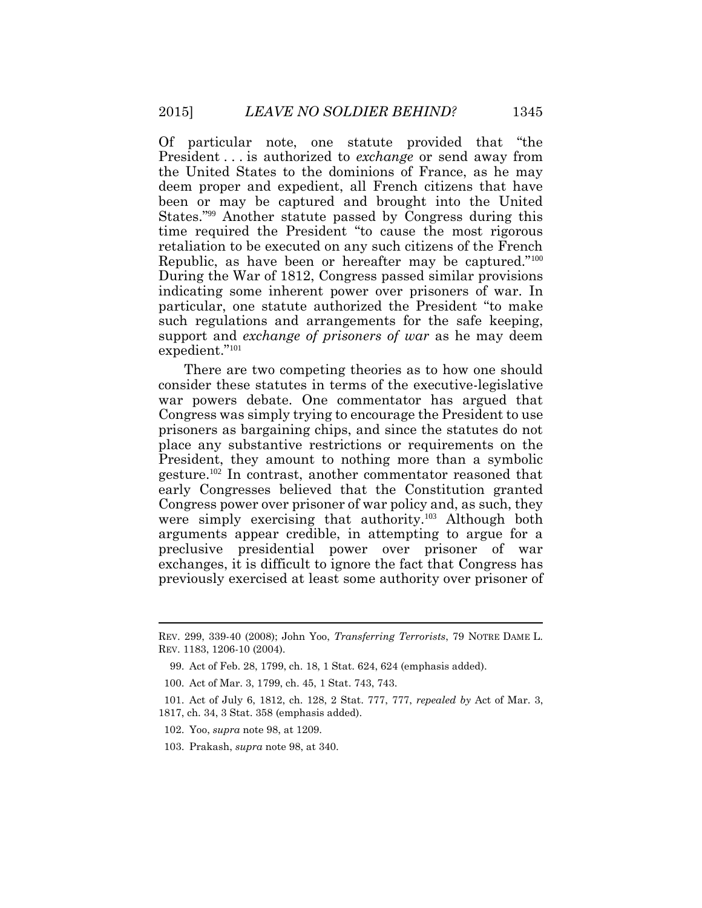Of particular note, one statute provided that "the President . . . is authorized to *exchange* or send away from the United States to the dominions of France, as he may deem proper and expedient, all French citizens that have been or may be captured and brought into the United States."[99] Another statute passed by Congress during this time required the President "to cause the most rigorous retaliation to be executed on any such citizens of the French Republic, as have been or hereafter may be captured."[100] During the War of 1812, Congress passed similar provisions indicating some inherent power over prisoners of war. In particular, one statute authorized the President "to make such regulations and arrangements for the safe keeping, support and *exchange of prisoners of war* as he may deem expedient."[101]

There are two competing theories as to how one should consider these statutes in terms of the executive-legislative war powers debate. One commentator has argued that Congress was simply trying to encourage the President to use prisoners as bargaining chips, and since the statutes do not place any substantive restrictions or requirements on the President, they amount to nothing more than a symbolic gesture.[102] In contrast, another commentator reasoned that early Congresses believed that the Constitution granted Congress power over prisoner of war policy and, as such, they were simply exercising that authority.[103] Although both arguments appear credible, in attempting to argue for a preclusive presidential power over prisoner of war exchanges, it is difficult to ignore the fact that Congress has previously exercised at least some authority over prisoner of

---

REV. 299, 339-40 (2008); John Yoo, *Transferring Terrorists*, 79 NOTRE DAME L. REV. 1183, 1206-10 (2004).

99. Act of Feb. 28, 1799, ch. 18, 1 Stat. 624, 624 (emphasis added).

100. Act of Mar. 3, 1799, ch. 45, 1 Stat. 743, 743.

101. Act of July 6, 1812, ch. 128, 2 Stat. 777, 777, *repealed by* Act of Mar. 3, 1817, ch. 34, 3 Stat. 358 (emphasis added).

102. Yoo, *supra* note 98, at 1209.

103. Prakash, *supra* note 98, at 340.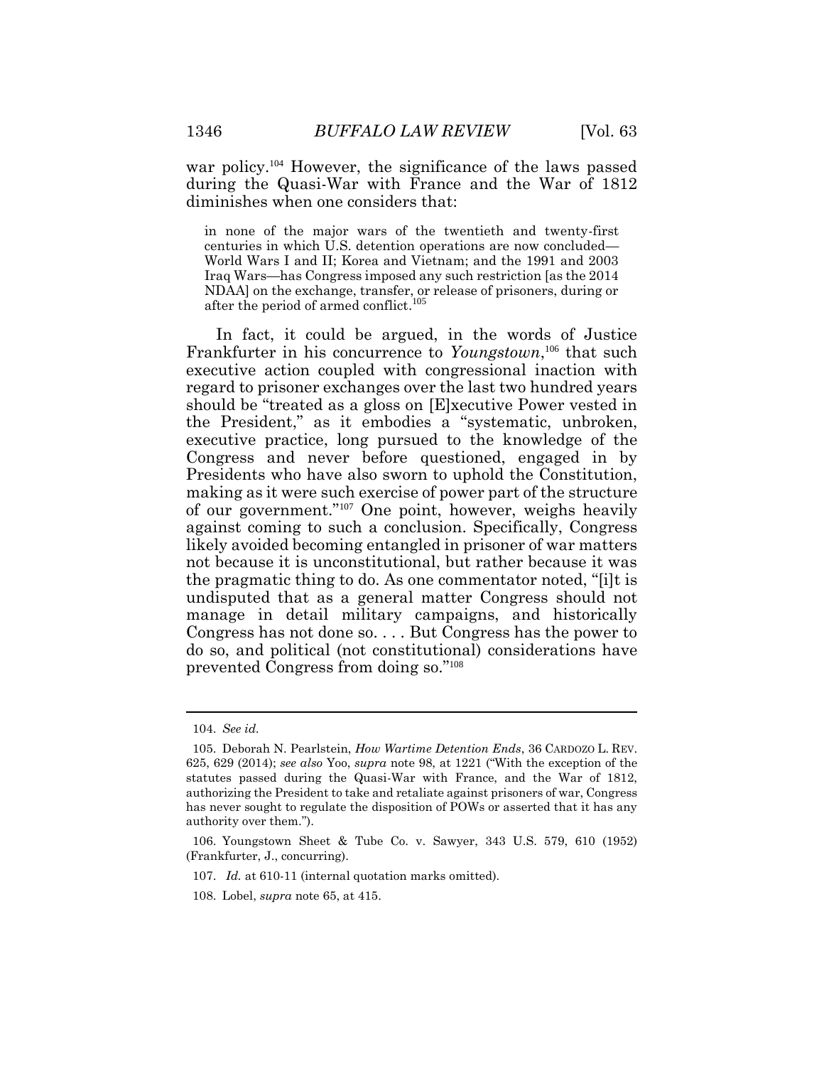war policy.[104] However, the significance of the laws passed during the Quasi-War with France and the War of 1812 diminishes when one considers that:

> in none of the major wars of the twentieth and twenty-first centuries in which U.S. detention operations are now concluded—World Wars I and II; Korea and Vietnam; and the 1991 and 2003 Iraq Wars—has Congress imposed any such restriction [as the 2014 NDAA] on the exchange, transfer, or release of prisoners, during or after the period of armed conflict.[105]

In fact, it could be argued, in the words of Justice Frankfurter in his concurrence to *Youngstown*,[106] that such executive action coupled with congressional inaction with regard to prisoner exchanges over the last two hundred years should be "treated as a gloss on [E]xecutive Power vested in the President," as it embodies a "systematic, unbroken, executive practice, long pursued to the knowledge of the Congress and never before questioned, engaged in by Presidents who have also sworn to uphold the Constitution, making as it were such exercise of power part of the structure of our government."[107] One point, however, weighs heavily against coming to such a conclusion. Specifically, Congress likely avoided becoming entangled in prisoner of war matters not because it is unconstitutional, but rather because it was the pragmatic thing to do. As one commentator noted, "[i]t is undisputed that as a general matter Congress should not manage in detail military campaigns, and historically Congress has not done so. . . . But Congress has the power to do so, and political (not constitutional) considerations have prevented Congress from doing so."[108]

---

104. *See id.*

105. Deborah N. Pearlstein, *How Wartime Detention Ends*, 36 CARDOZO L. REV. 625, 629 (2014); *see also* Yoo, *supra* note 98, at 1221 ("With the exception of the statutes passed during the Quasi-War with France, and the War of 1812, authorizing the President to take and retaliate against prisoners of war, Congress has never sought to regulate the disposition of POWs or asserted that it has any authority over them.").

106. Youngstown Sheet & Tube Co. v. Sawyer, 343 U.S. 579, 610 (1952) (Frankfurter, J., concurring).

107. *Id.* at 610-11 (internal quotation marks omitted).

108. Lobel, *supra* note 65, at 415.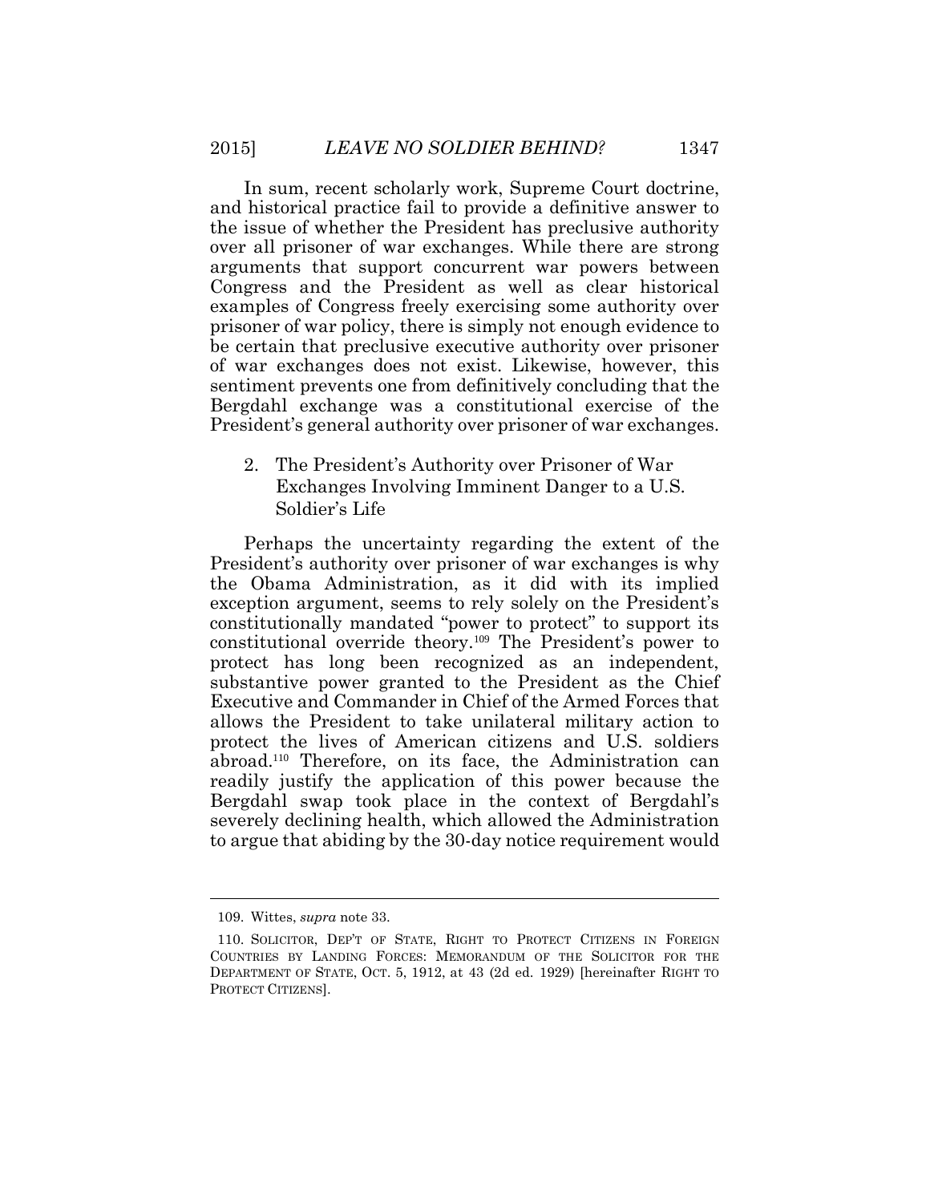In sum, recent scholarly work, Supreme Court doctrine, and historical practice fail to provide a definitive answer to the issue of whether the President has preclusive authority over all prisoner of war exchanges. While there are strong arguments that support concurrent war powers between Congress and the President as well as clear historical examples of Congress freely exercising some authority over prisoner of war policy, there is simply not enough evidence to be certain that preclusive executive authority over prisoner of war exchanges does not exist. Likewise, however, this sentiment prevents one from definitively concluding that the Bergdahl exchange was a constitutional exercise of the President's general authority over prisoner of war exchanges.

### 2. The President's Authority over Prisoner of War Exchanges Involving Imminent Danger to a U.S. Soldier's Life

Perhaps the uncertainty regarding the extent of the President's authority over prisoner of war exchanges is why the Obama Administration, as it did with its implied exception argument, seems to rely solely on the President's constitutionally mandated "power to protect" to support its constitutional override theory.[109] The President's power to protect has long been recognized as an independent, substantive power granted to the President as the Chief Executive and Commander in Chief of the Armed Forces that allows the President to take unilateral military action to protect the lives of American citizens and U.S. soldiers abroad.[110] Therefore, on its face, the Administration can readily justify the application of this power because the Bergdahl swap took place in the context of Bergdahl's severely declining health, which allowed the Administration to argue that abiding by the 30-day notice requirement would

---

109. Wittes, *supra* note 33.

110. SOLICITOR, DEP'T OF STATE, RIGHT TO PROTECT CITIZENS IN FOREIGN COUNTRIES BY LANDING FORCES: MEMORANDUM OF THE SOLICITOR FOR THE DEPARTMENT OF STATE, OCT. 5, 1912, at 43 (2d ed. 1929) [hereinafter RIGHT TO PROTECT CITIZENS].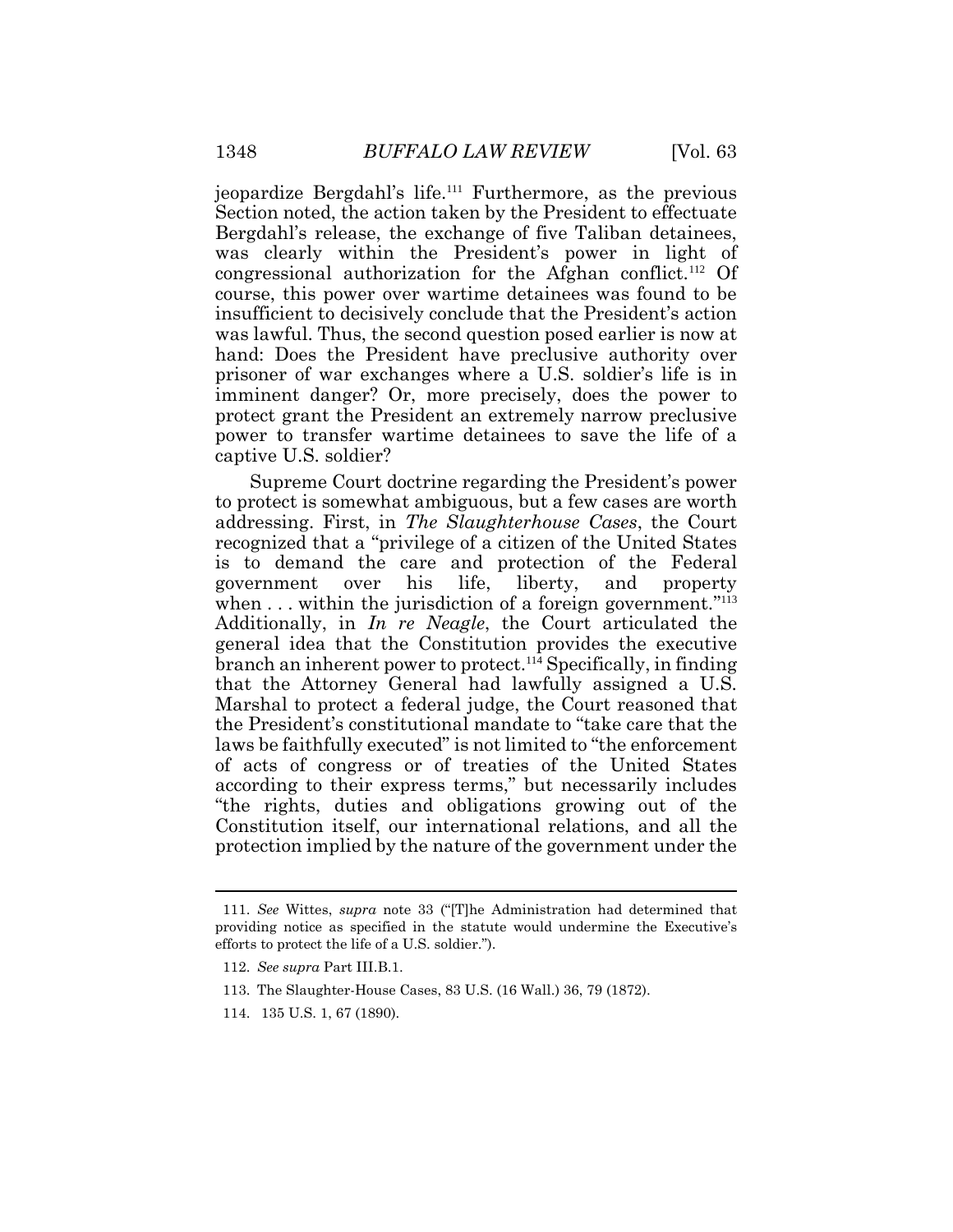jeopardize Bergdahl's life.[111] Furthermore, as the previous Section noted, the action taken by the President to effectuate Bergdahl's release, the exchange of five Taliban detainees, was clearly within the President's power in light of congressional authorization for the Afghan conflict.[112] Of course, this power over wartime detainees was found to be insufficient to decisively conclude that the President's action was lawful. Thus, the second question posed earlier is now at hand: Does the President have preclusive authority over prisoner of war exchanges where a U.S. soldier's life is in imminent danger? Or, more precisely, does the power to protect grant the President an extremely narrow preclusive power to transfer wartime detainees to save the life of a captive U.S. soldier?

Supreme Court doctrine regarding the President's power to protect is somewhat ambiguous, but a few cases are worth addressing. First, in *The Slaughterhouse Cases*, the Court recognized that a "privilege of a citizen of the United States is to demand the care and protection of the Federal government over his life, liberty, and property when . . . within the jurisdiction of a foreign government."[113] Additionally, in *In re Neagle*, the Court articulated the general idea that the Constitution provides the executive branch an inherent power to protect.[114] Specifically, in finding that the Attorney General had lawfully assigned a U.S. Marshal to protect a federal judge, the Court reasoned that the President's constitutional mandate to "take care that the laws be faithfully executed" is not limited to "the enforcement of acts of congress or of treaties of the United States according to their express terms," but necessarily includes "the rights, duties and obligations growing out of the Constitution itself, our international relations, and all the protection implied by the nature of the government under the

---

111. *See* Wittes, *supra* note 33 ("[T]he Administration had determined that providing notice as specified in the statute would undermine the Executive's efforts to protect the life of a U.S. soldier.").

112. *See supra* Part III.B.1.

113. The Slaughter-House Cases, 83 U.S. (16 Wall.) 36, 79 (1872).

114. 135 U.S. 1, 67 (1890).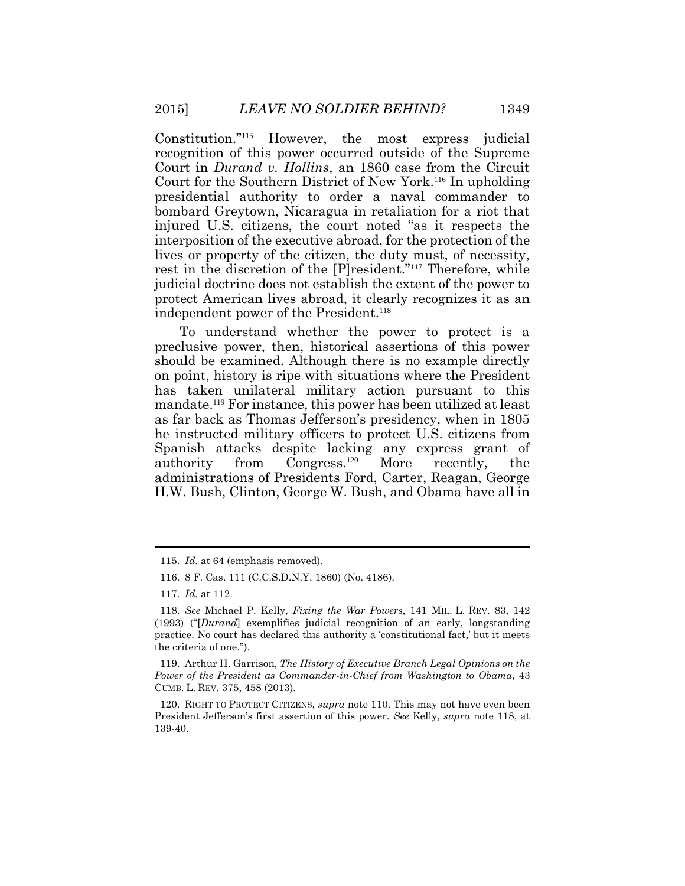Constitution."[115] However, the most express judicial recognition of this power occurred outside of the Supreme Court in *Durand v. Hollins*, an 1860 case from the Circuit Court for the Southern District of New York.[116] In upholding presidential authority to order a naval commander to bombard Greytown, Nicaragua in retaliation for a riot that injured U.S. citizens, the court noted "as it respects the interposition of the executive abroad, for the protection of the lives or property of the citizen, the duty must, of necessity, rest in the discretion of the [P]resident."[117] Therefore, while judicial doctrine does not establish the extent of the power to protect American lives abroad, it clearly recognizes it as an independent power of the President.[118]

To understand whether the power to protect is a preclusive power, then, historical assertions of this power should be examined. Although there is no example directly on point, history is ripe with situations where the President has taken unilateral military action pursuant to this mandate.[119] For instance, this power has been utilized at least as far back as Thomas Jefferson's presidency, when in 1805 he instructed military officers to protect U.S. citizens from Spanish attacks despite lacking any express grant of authority from Congress.[120] More recently, the administrations of Presidents Ford, Carter, Reagan, George H.W. Bush, Clinton, George W. Bush, and Obama have all in

---

115. *Id.* at 64 (emphasis removed).

116. 8 F. Cas. 111 (C.C.S.D.N.Y. 1860) (No. 4186).

117. *Id.* at 112.

118. *See* Michael P. Kelly, *Fixing the War Powers*, 141 MIL. L. REV. 83, 142 (1993) ("[*Durand*] exemplifies judicial recognition of an early, longstanding practice. No court has declared this authority a 'constitutional fact,' but it meets the criteria of one.").

119. Arthur H. Garrison, *The History of Executive Branch Legal Opinions on the Power of the President as Commander-in-Chief from Washington to Obama*, 43 CUMB. L. REV. 375, 458 (2013).

120. RIGHT TO PROTECT CITIZENS, *supra* note 110. This may not have even been President Jefferson's first assertion of this power. *See* Kelly, *supra* note 118, at 139-40.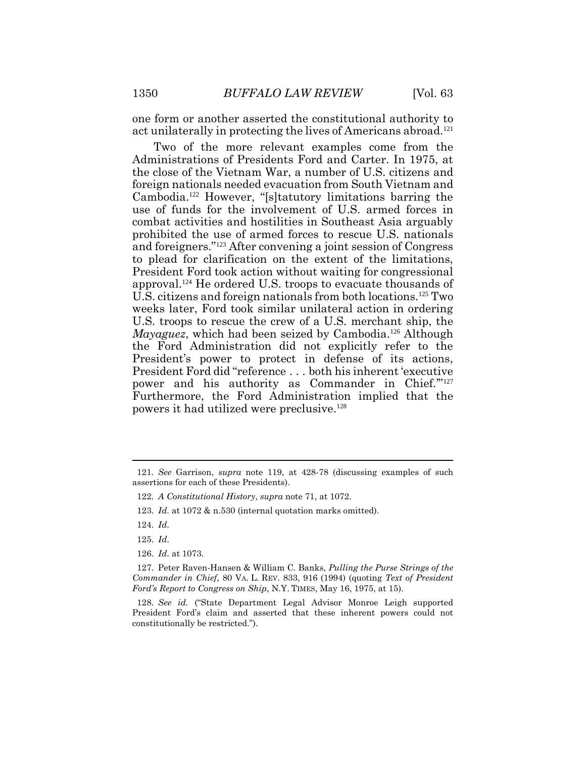one form or another asserted the constitutional authority to act unilaterally in protecting the lives of Americans abroad.[121]

Two of the more relevant examples come from the Administrations of Presidents Ford and Carter. In 1975, at the close of the Vietnam War, a number of U.S. citizens and foreign nationals needed evacuation from South Vietnam and Cambodia.[122] However, "[s]tatutory limitations barring the use of funds for the involvement of U.S. armed forces in combat activities and hostilities in Southeast Asia arguably prohibited the use of armed forces to rescue U.S. nationals and foreigners."[123] After convening a joint session of Congress to plead for clarification on the extent of the limitations, President Ford took action without waiting for congressional approval.[124] He ordered U.S. troops to evacuate thousands of U.S. citizens and foreign nationals from both locations.[125] Two weeks later, Ford took similar unilateral action in ordering U.S. troops to rescue the crew of a U.S. merchant ship, the *Mayaguez*, which had been seized by Cambodia.[126] Although the Ford Administration did not explicitly refer to the President's power to protect in defense of its actions, President Ford did "reference . . . both his inherent 'executive power and his authority as Commander in Chief.'"[127] Furthermore, the Ford Administration implied that the powers it had utilized were preclusive.[128]

---

121. *See* Garrison, *supra* note 119, at 428-78 (discussing examples of such assertions for each of these Presidents).

122. *A Constitutional History*, *supra* note 71, at 1072.

123. *Id*. at 1072 & n.530 (internal quotation marks omitted).

124. *Id*.

125. *Id*.

126. *Id*. at 1073.

127. Peter Raven-Hansen & William C. Banks, *Pulling the Purse Strings of the Commander in Chief*, 80 VA. L. REV. 833, 916 (1994) (quoting *Text of President Ford's Report to Congress on Ship*, N.Y. TIMES, May 16, 1975, at 15).

128. *See id.* ("State Department Legal Advisor Monroe Leigh supported President Ford's claim and asserted that these inherent powers could not constitutionally be restricted.").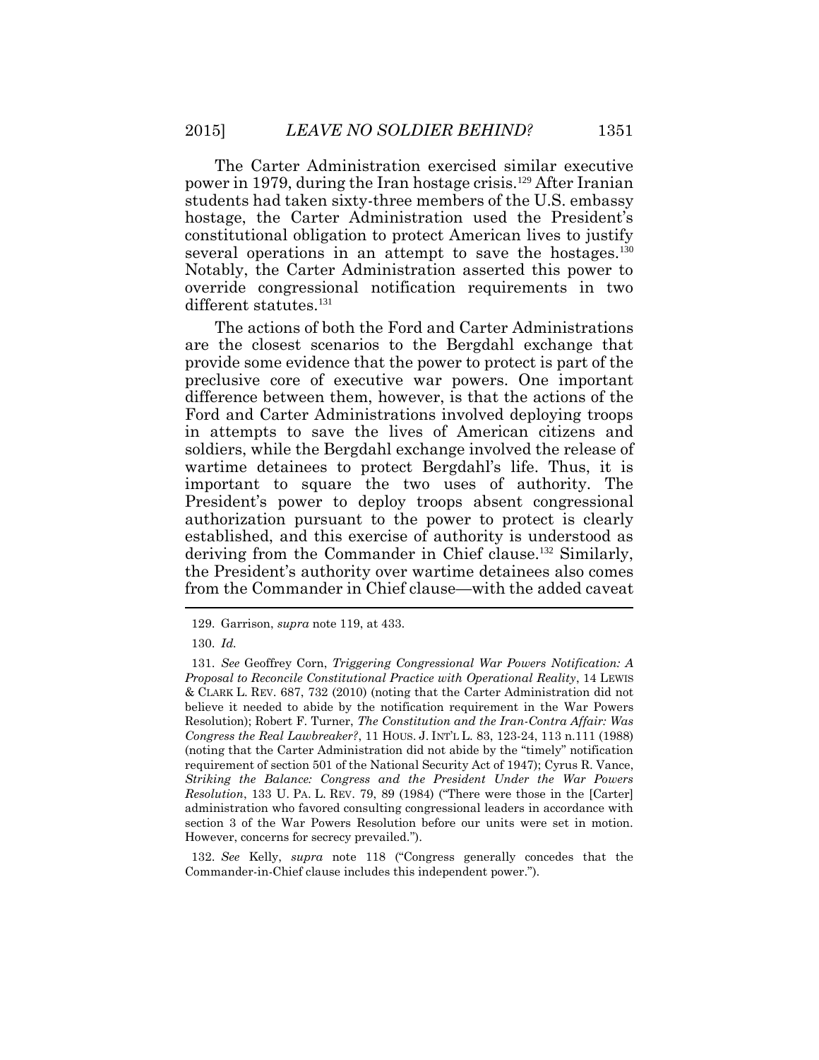The Carter Administration exercised similar executive power in 1979, during the Iran hostage crisis.[129] After Iranian students had taken sixty-three members of the U.S. embassy hostage, the Carter Administration used the President's constitutional obligation to protect American lives to justify several operations in an attempt to save the hostages.[130] Notably, the Carter Administration asserted this power to override congressional notification requirements in two different statutes.[131]

The actions of both the Ford and Carter Administrations are the closest scenarios to the Bergdahl exchange that provide some evidence that the power to protect is part of the preclusive core of executive war powers. One important difference between them, however, is that the actions of the Ford and Carter Administrations involved deploying troops in attempts to save the lives of American citizens and soldiers, while the Bergdahl exchange involved the release of wartime detainees to protect Bergdahl's life. Thus, it is important to square the two uses of authority. The President's power to deploy troops absent congressional authorization pursuant to the power to protect is clearly established, and this exercise of authority is understood as deriving from the Commander in Chief clause.[132] Similarly, the President's authority over wartime detainees also comes from the Commander in Chief clause—with the added caveat

---

129. Garrison, *supra* note 119, at 433.

130. *Id.*

131. *See* Geoffrey Corn, *Triggering Congressional War Powers Notification: A Proposal to Reconcile Constitutional Practice with Operational Reality*, 14 LEWIS & CLARK L. REV. 687, 732 (2010) (noting that the Carter Administration did not believe it needed to abide by the notification requirement in the War Powers Resolution); Robert F. Turner, *The Constitution and the Iran-Contra Affair: Was Congress the Real Lawbreaker?*, 11 HOUS. J. INT'L L. 83, 123-24, 113 n.111 (1988) (noting that the Carter Administration did not abide by the "timely" notification requirement of section 501 of the National Security Act of 1947); Cyrus R. Vance, *Striking the Balance: Congress and the President Under the War Powers Resolution*, 133 U. PA. L. REV. 79, 89 (1984) ("There were those in the [Carter] administration who favored consulting congressional leaders in accordance with section 3 of the War Powers Resolution before our units were set in motion. However, concerns for secrecy prevailed.").

132. *See* Kelly, *supra* note 118 ("Congress generally concedes that the Commander-in-Chief clause includes this independent power.").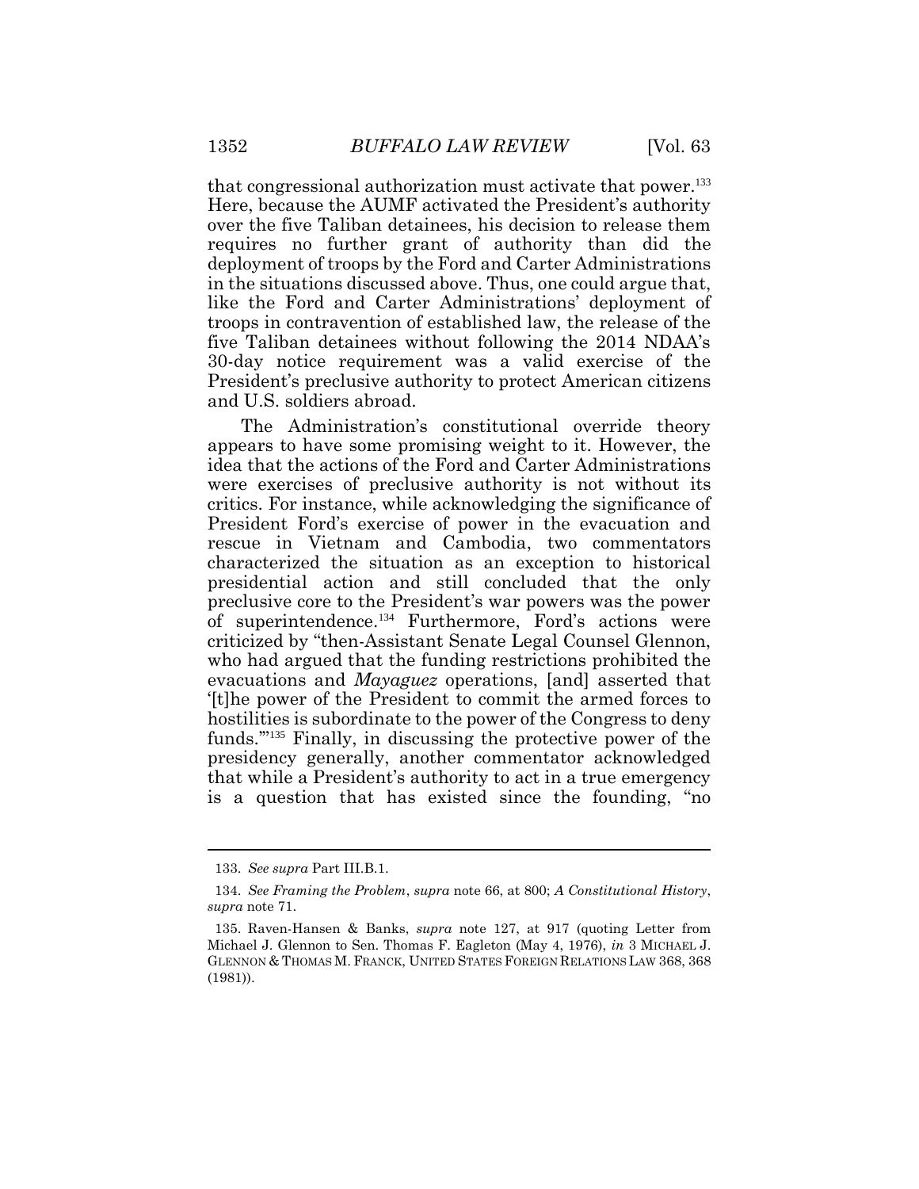that congressional authorization must activate that power.[133] Here, because the AUMF activated the President's authority over the five Taliban detainees, his decision to release them requires no further grant of authority than did the deployment of troops by the Ford and Carter Administrations in the situations discussed above. Thus, one could argue that, like the Ford and Carter Administrations' deployment of troops in contravention of established law, the release of the five Taliban detainees without following the 2014 NDAA's 30-day notice requirement was a valid exercise of the President's preclusive authority to protect American citizens and U.S. soldiers abroad.

The Administration's constitutional override theory appears to have some promising weight to it. However, the idea that the actions of the Ford and Carter Administrations were exercises of preclusive authority is not without its critics. For instance, while acknowledging the significance of President Ford's exercise of power in the evacuation and rescue in Vietnam and Cambodia, two commentators characterized the situation as an exception to historical presidential action and still concluded that the only preclusive core to the President's war powers was the power of superintendence.[134] Furthermore, Ford's actions were criticized by "then-Assistant Senate Legal Counsel Glennon, who had argued that the funding restrictions prohibited the evacuations and *Mayaguez* operations, [and] asserted that '[t]he power of the President to commit the armed forces to hostilities is subordinate to the power of the Congress to deny funds.'"[135] Finally, in discussing the protective power of the presidency generally, another commentator acknowledged that while a President's authority to act in a true emergency is a question that has existed since the founding, "no

---

133. *See supra* Part III.B.1.

134. *See Framing the Problem*, *supra* note 66, at 800; *A Constitutional History*, *supra* note 71.

135. Raven-Hansen & Banks, *supra* note 127, at 917 (quoting Letter from Michael J. Glennon to Sen. Thomas F. Eagleton (May 4, 1976), *in* 3 MICHAEL J. GLENNON & THOMAS M. FRANCK, UNITED STATES FOREIGN RELATIONS LAW 368, 368 (1981)).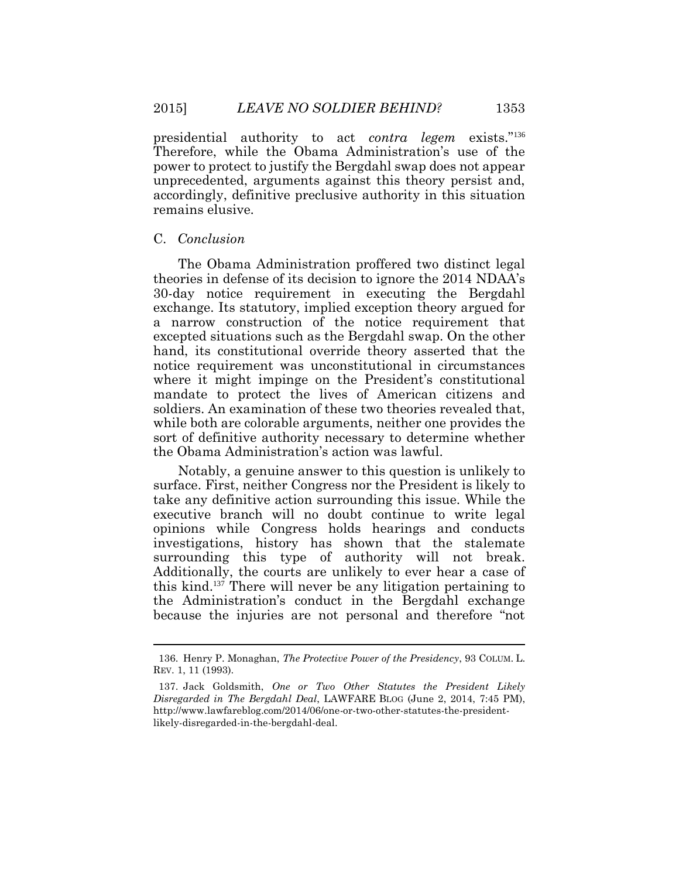presidential authority to act *contra legem* exists."[136] Therefore, while the Obama Administration's use of the power to protect to justify the Bergdahl swap does not appear unprecedented, arguments against this theory persist and, accordingly, definitive preclusive authority in this situation remains elusive.

### C. *Conclusion*

The Obama Administration proffered two distinct legal theories in defense of its decision to ignore the 2014 NDAA's 30-day notice requirement in executing the Bergdahl exchange. Its statutory, implied exception theory argued for a narrow construction of the notice requirement that excepted situations such as the Bergdahl swap. On the other hand, its constitutional override theory asserted that the notice requirement was unconstitutional in circumstances where it might impinge on the President's constitutional mandate to protect the lives of American citizens and soldiers. An examination of these two theories revealed that, while both are colorable arguments, neither one provides the sort of definitive authority necessary to determine whether the Obama Administration's action was lawful.

Notably, a genuine answer to this question is unlikely to surface. First, neither Congress nor the President is likely to take any definitive action surrounding this issue. While the executive branch will no doubt continue to write legal opinions while Congress holds hearings and conducts investigations, history has shown that the stalemate surrounding this type of authority will not break. Additionally, the courts are unlikely to ever hear a case of this kind.[137] There will never be any litigation pertaining to the Administration's conduct in the Bergdahl exchange because the injuries are not personal and therefore "not

---

136. Henry P. Monaghan, *The Protective Power of the Presidency*, 93 COLUM. L. REV. 1, 11 (1993).

137. Jack Goldsmith, *One or Two Other Statutes the President Likely Disregarded in The Bergdahl Deal*, LAWFARE BLOG (June 2, 2014, 7:45 PM), http://www.lawfareblog.com/2014/06/one-or-two-other-statutes-the-president-likely-disregarded-in-the-bergdahl-deal.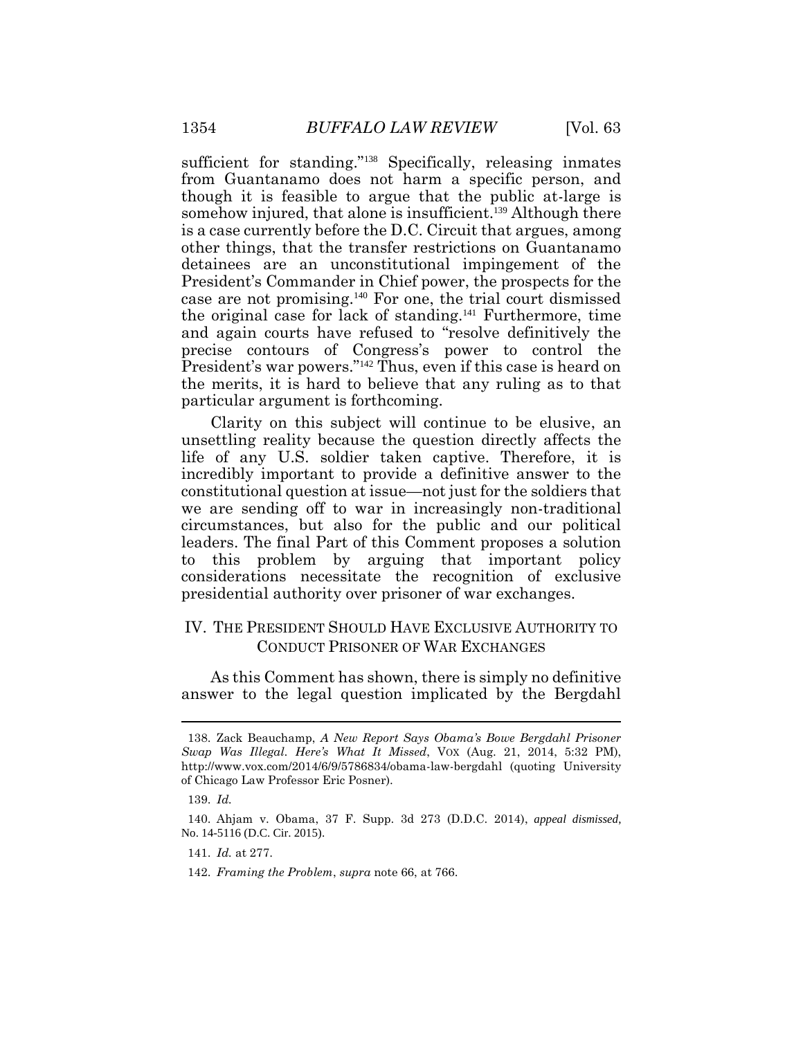sufficient for standing."[138] Specifically, releasing inmates from Guantanamo does not harm a specific person, and though it is feasible to argue that the public at-large is somehow injured, that alone is insufficient.[139] Although there is a case currently before the D.C. Circuit that argues, among other things, that the transfer restrictions on Guantanamo detainees are an unconstitutional impingement of the President's Commander in Chief power, the prospects for the case are not promising.[140] For one, the trial court dismissed the original case for lack of standing.[141] Furthermore, time and again courts have refused to "resolve definitively the precise contours of Congress's power to control the President's war powers."[142] Thus, even if this case is heard on the merits, it is hard to believe that any ruling as to that particular argument is forthcoming.

Clarity on this subject will continue to be elusive, an unsettling reality because the question directly affects the life of any U.S. soldier taken captive. Therefore, it is incredibly important to provide a definitive answer to the constitutional question at issue—not just for the soldiers that we are sending off to war in increasingly non-traditional circumstances, but also for the public and our political leaders. The final Part of this Comment proposes a solution to this problem by arguing that important policy considerations necessitate the recognition of exclusive presidential authority over prisoner of war exchanges.

## IV. THE PRESIDENT SHOULD HAVE EXCLUSIVE AUTHORITY TO CONDUCT PRISONER OF WAR EXCHANGES

As this Comment has shown, there is simply no definitive answer to the legal question implicated by the Bergdahl

---

138. Zack Beauchamp, *A New Report Says Obama's Bowe Bergdahl Prisoner Swap Was Illegal. Here's What It Missed*, VOX (Aug. 21, 2014, 5:32 PM), http://www.vox.com/2014/6/9/5786834/obama-law-bergdahl (quoting University of Chicago Law Professor Eric Posner).

139. *Id.*

140. Ahjam v. Obama, 37 F. Supp. 3d 273 (D.D.C. 2014), *appeal dismissed*, No. 14-5116 (D.C. Cir. 2015).

141. *Id.* at 277.

142. *Framing the Problem*, *supra* note 66, at 766.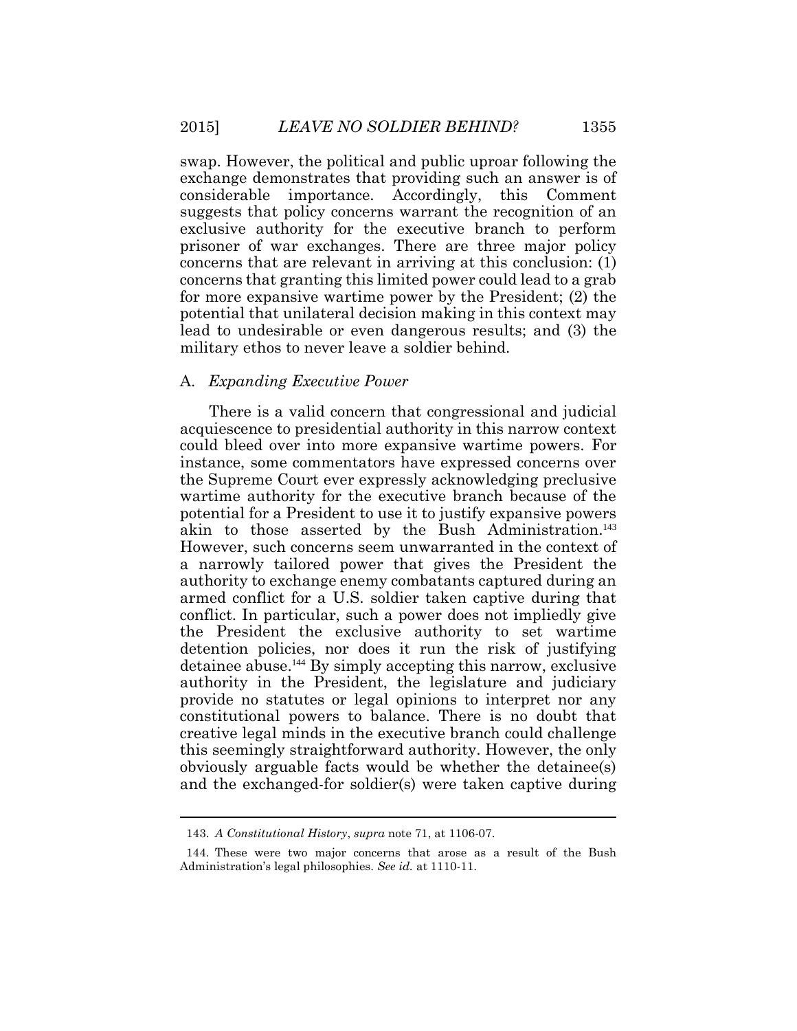swap. However, the political and public uproar following the exchange demonstrates that providing such an answer is of considerable importance. Accordingly, this Comment suggests that policy concerns warrant the recognition of an exclusive authority for the executive branch to perform prisoner of war exchanges. There are three major policy concerns that are relevant in arriving at this conclusion: (1) concerns that granting this limited power could lead to a grab for more expansive wartime power by the President; (2) the potential that unilateral decision making in this context may lead to undesirable or even dangerous results; and (3) the military ethos to never leave a soldier behind.

### A. *Expanding Executive Power*

There is a valid concern that congressional and judicial acquiescence to presidential authority in this narrow context could bleed over into more expansive wartime powers. For instance, some commentators have expressed concerns over the Supreme Court ever expressly acknowledging preclusive wartime authority for the executive branch because of the potential for a President to use it to justify expansive powers akin to those asserted by the Bush Administration.[143] However, such concerns seem unwarranted in the context of a narrowly tailored power that gives the President the authority to exchange enemy combatants captured during an armed conflict for a U.S. soldier taken captive during that conflict. In particular, such a power does not impliedly give the President the exclusive authority to set wartime detention policies, nor does it run the risk of justifying detainee abuse.[144] By simply accepting this narrow, exclusive authority in the President, the legislature and judiciary provide no statutes or legal opinions to interpret nor any constitutional powers to balance. There is no doubt that creative legal minds in the executive branch could challenge this seemingly straightforward authority. However, the only obviously arguable facts would be whether the detainee(s) and the exchanged-for soldier(s) were taken captive during

---

143. *A Constitutional History*, *supra* note 71, at 1106-07.

144. These were two major concerns that arose as a result of the Bush Administration's legal philosophies. *See id.* at 1110-11.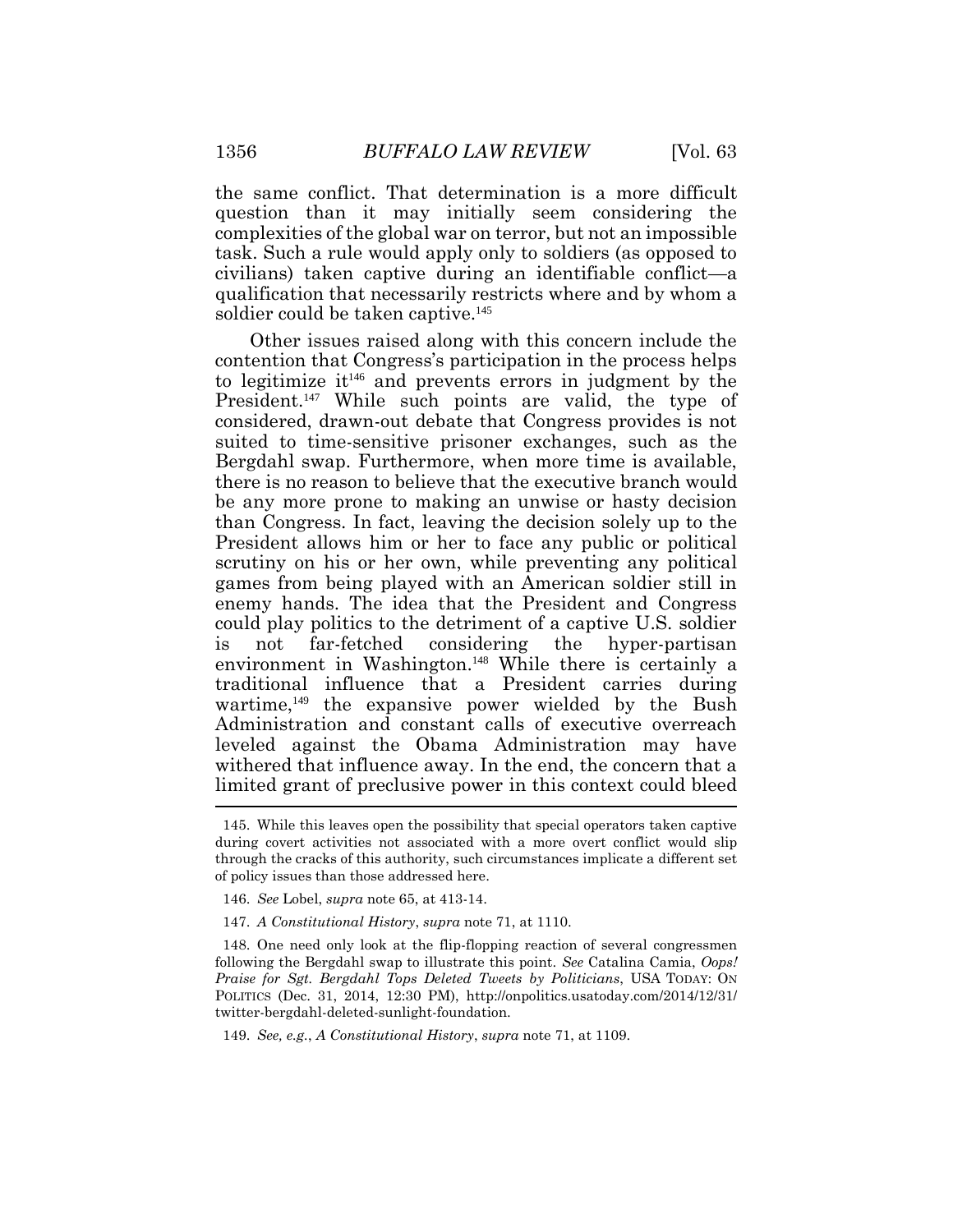the same conflict. That determination is a more difficult question than it may initially seem considering the complexities of the global war on terror, but not an impossible task. Such a rule would apply only to soldiers (as opposed to civilians) taken captive during an identifiable conflict—a qualification that necessarily restricts where and by whom a soldier could be taken captive.[145]

Other issues raised along with this concern include the contention that Congress's participation in the process helps to legitimize it[146] and prevents errors in judgment by the President.[147] While such points are valid, the type of considered, drawn-out debate that Congress provides is not suited to time-sensitive prisoner exchanges, such as the Bergdahl swap. Furthermore, when more time is available, there is no reason to believe that the executive branch would be any more prone to making an unwise or hasty decision than Congress. In fact, leaving the decision solely up to the President allows him or her to face any public or political scrutiny on his or her own, while preventing any political games from being played with an American soldier still in enemy hands. The idea that the President and Congress could play politics to the detriment of a captive U.S. soldier is not far-fetched considering the hyper-partisan environment in Washington.[148] While there is certainly a traditional influence that a President carries during wartime,[149] the expansive power wielded by the Bush Administration and constant calls of executive overreach leveled against the Obama Administration may have withered that influence away. In the end, the concern that a limited grant of preclusive power in this context could bleed

---

145. While this leaves open the possibility that special operators taken captive during covert activities not associated with a more overt conflict would slip through the cracks of this authority, such circumstances implicate a different set of policy issues than those addressed here.

146. *See* Lobel, *supra* note 65, at 413-14.

147. *A Constitutional History*, *supra* note 71, at 1110.

148. One need only look at the flip-flopping reaction of several congressmen following the Bergdahl swap to illustrate this point. *See* Catalina Camia, *Oops! Praise for Sgt. Bergdahl Tops Deleted Tweets by Politicians*, USA TODAY: ON POLITICS (Dec. 31, 2014, 12:30 PM), http://onpolitics.usatoday.com/2014/12/31/twitter-bergdahl-deleted-sunlight-foundation.

149. *See, e.g.*, *A Constitutional History*, *supra* note 71, at 1109.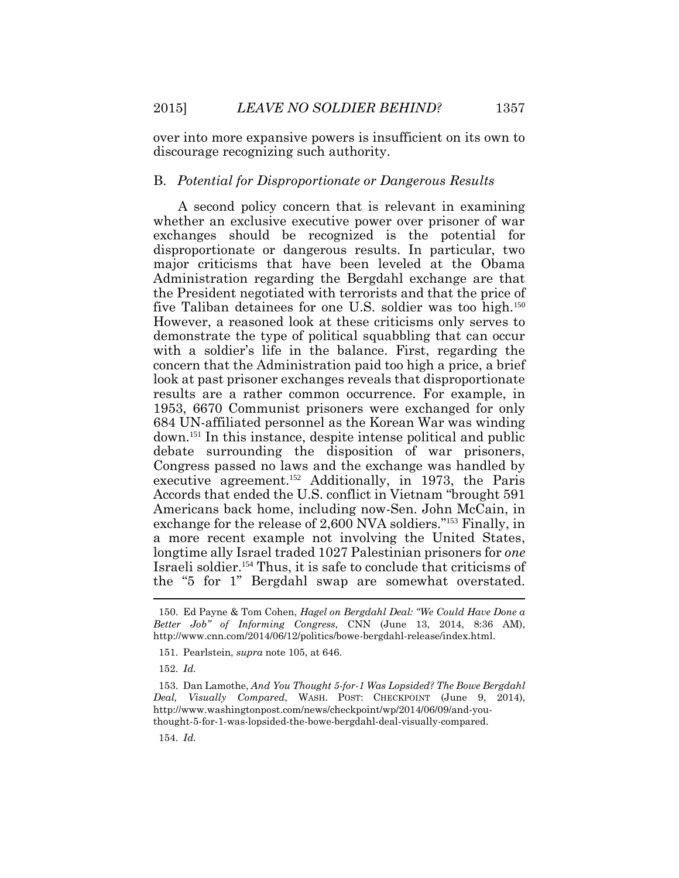over into more expansive powers is insufficient on its own to discourage recognizing such authority.

## B. *Potential for Disproportionate or Dangerous Results*

A second policy concern that is relevant in examining whether an exclusive executive power over prisoner of war exchanges should be recognized is the potential for disproportionate or dangerous results. In particular, two major criticisms that have been leveled at the Obama Administration regarding the Bergdahl exchange are that the President negotiated with terrorists and that the price of five Taliban detainees for one U.S. soldier was too high.[150] However, a reasoned look at these criticisms only serves to demonstrate the type of political squabbling that can occur with a soldier's life in the balance. First, regarding the concern that the Administration paid too high a price, a brief look at past prisoner exchanges reveals that disproportionate results are a rather common occurrence. For example, in 1953, 6670 Communist prisoners were exchanged for only 684 UN-affiliated personnel as the Korean War was winding down.[151] In this instance, despite intense political and public debate surrounding the disposition of war prisoners, Congress passed no laws and the exchange was handled by executive agreement.[152] Additionally, in 1973, the Paris Accords that ended the U.S. conflict in Vietnam "brought 591 Americans back home, including now-Sen. John McCain, in exchange for the release of 2,600 NVA soldiers."[153] Finally, in a more recent example not involving the United States, longtime ally Israel traded 1027 Palestinian prisoners for *one* Israeli soldier.[154] Thus, it is safe to conclude that criticisms of the "5 for 1" Bergdahl swap are somewhat overstated.

---

150. Ed Payne & Tom Cohen, *Hagel on Bergdahl Deal: "We Could Have Done a Better Job" of Informing Congress*, CNN (June 13, 2014, 8:36 AM), http://www.cnn.com/2014/06/12/politics/bowe-bergdahl-release/index.html.

151. Pearlstein, *supra* note 105, at 646.

152. *Id.*

153. Dan Lamothe, *And You Thought 5-for-1 Was Lopsided? The Bowe Bergdahl Deal, Visually Compared*, WASH. POST: CHECKPOINT (June 9, 2014), http://www.washingtonpost.com/news/checkpoint/wp/2014/06/09/and-you-thought-5-for-1-was-lopsided-the-bowe-bergdahl-deal-visually-compared.

154. *Id.*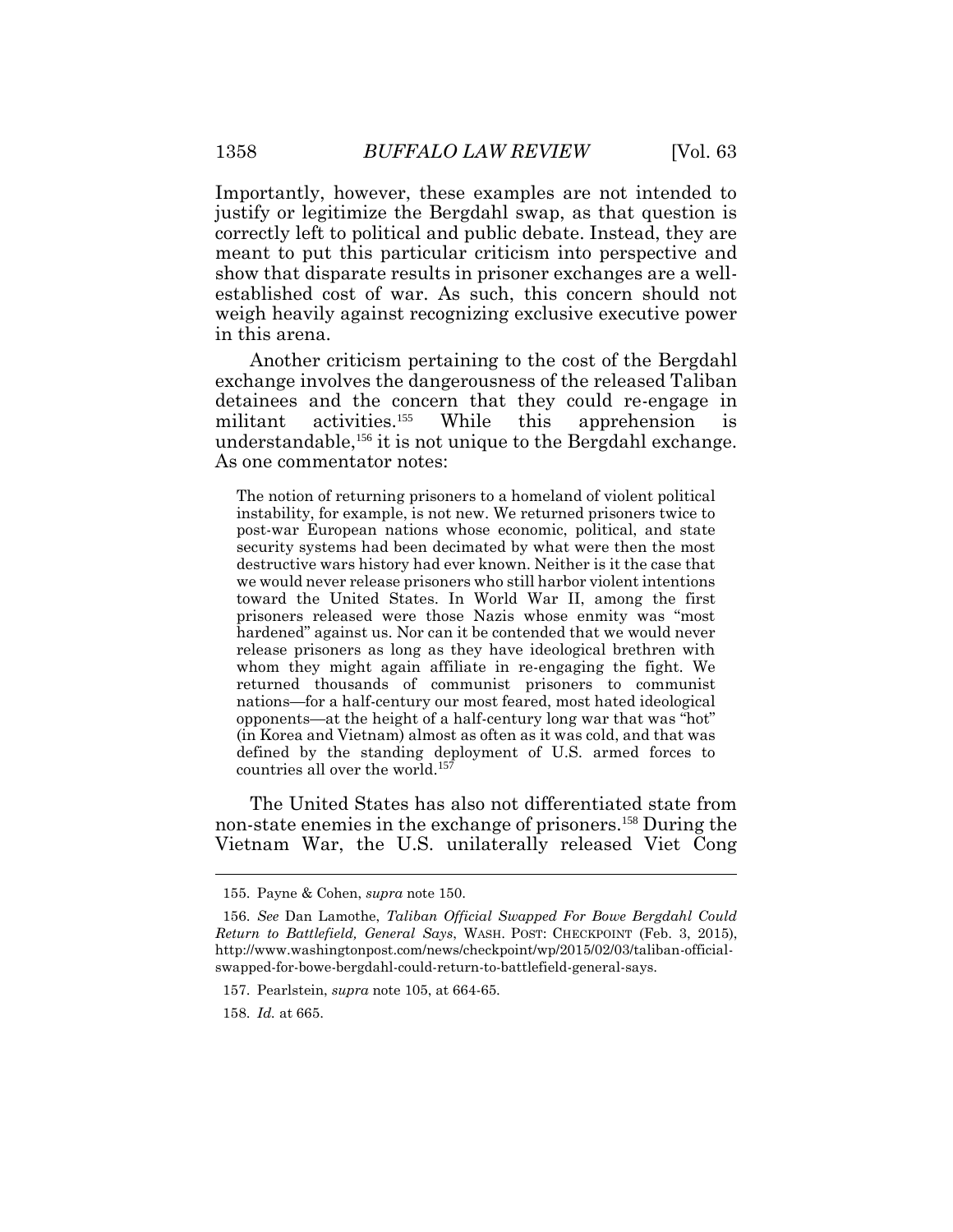Importantly, however, these examples are not intended to justify or legitimize the Bergdahl swap, as that question is correctly left to political and public debate. Instead, they are meant to put this particular criticism into perspective and show that disparate results in prisoner exchanges are a well-established cost of war. As such, this concern should not weigh heavily against recognizing exclusive executive power in this arena.

Another criticism pertaining to the cost of the Bergdahl exchange involves the dangerousness of the released Taliban detainees and the concern that they could re-engage in militant activities.[155] While this apprehension is understandable,[156] it is not unique to the Bergdahl exchange. As one commentator notes:

> The notion of returning prisoners to a homeland of violent political instability, for example, is not new. We returned prisoners twice to post-war European nations whose economic, political, and state security systems had been decimated by what were then the most destructive wars history had ever known. Neither is it the case that we would never release prisoners who still harbor violent intentions toward the United States. In World War II, among the first prisoners released were those Nazis whose enmity was "most hardened" against us. Nor can it be contended that we would never release prisoners as long as they have ideological brethren with whom they might again affiliate in re-engaging the fight. We returned thousands of communist prisoners to communist nations—for a half-century our most feared, most hated ideological opponents—at the height of a half-century long war that was "hot" (in Korea and Vietnam) almost as often as it was cold, and that was defined by the standing deployment of U.S. armed forces to countries all over the world.[157]

The United States has also not differentiated state from non-state enemies in the exchange of prisoners.[158] During the Vietnam War, the U.S. unilaterally released Viet Cong

---

155. Payne & Cohen, *supra* note 150.

156. *See* Dan Lamothe, *Taliban Official Swapped For Bowe Bergdahl Could Return to Battlefield, General Says*, WASH. POST: CHECKPOINT (Feb. 3, 2015), http://www.washingtonpost.com/news/checkpoint/wp/2015/02/03/taliban-official-swapped-for-bowe-bergdahl-could-return-to-battlefield-general-says.

157. Pearlstein, *supra* note 105, at 664-65.

158. *Id.* at 665.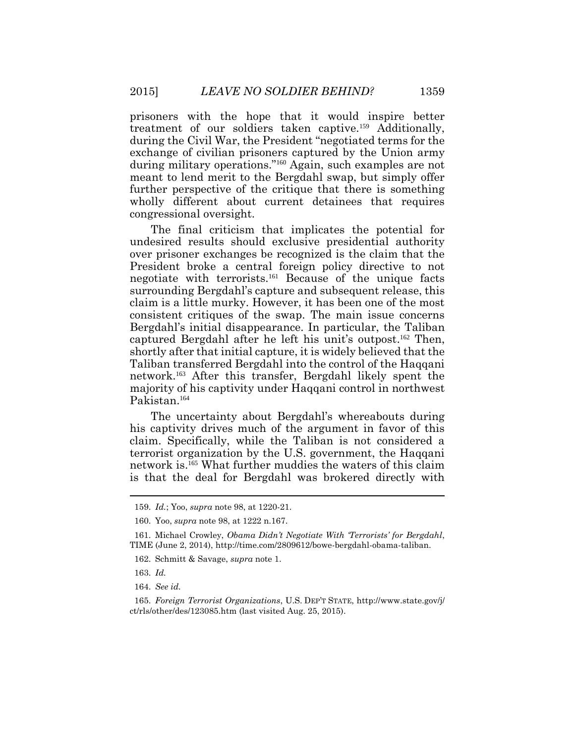prisoners with the hope that it would inspire better treatment of our soldiers taken captive.[159] Additionally, during the Civil War, the President "negotiated terms for the exchange of civilian prisoners captured by the Union army during military operations."[160] Again, such examples are not meant to lend merit to the Bergdahl swap, but simply offer further perspective of the critique that there is something wholly different about current detainees that requires congressional oversight.

The final criticism that implicates the potential for undesired results should exclusive presidential authority over prisoner exchanges be recognized is the claim that the President broke a central foreign policy directive to not negotiate with terrorists.[161] Because of the unique facts surrounding Bergdahl's capture and subsequent release, this claim is a little murky. However, it has been one of the most consistent critiques of the swap. The main issue concerns Bergdahl's initial disappearance. In particular, the Taliban captured Bergdahl after he left his unit's outpost.[162] Then, shortly after that initial capture, it is widely believed that the Taliban transferred Bergdahl into the control of the Haqqani network.[163] After this transfer, Bergdahl likely spent the majority of his captivity under Haqqani control in northwest Pakistan.[164]

The uncertainty about Bergdahl's whereabouts during his captivity drives much of the argument in favor of this claim. Specifically, while the Taliban is not considered a terrorist organization by the U.S. government, the Haqqani network is.[165] What further muddies the waters of this claim is that the deal for Bergdahl was brokered directly with

---

159. *Id.*; Yoo, *supra* note 98, at 1220-21.

160. Yoo, *supra* note 98, at 1222 n.167.

161. Michael Crowley, *Obama Didn't Negotiate With 'Terrorists' for Bergdahl*, TIME (June 2, 2014), http://time.com/2809612/bowe-bergdahl-obama-taliban.

162. Schmitt & Savage, *supra* note 1.

163. *Id.*

164. *See id.*

165. *Foreign Terrorist Organizations*, U.S. DEP'T STATE, http://www.state.gov/j/ct/rls/other/des/123085.htm (last visited Aug. 25, 2015).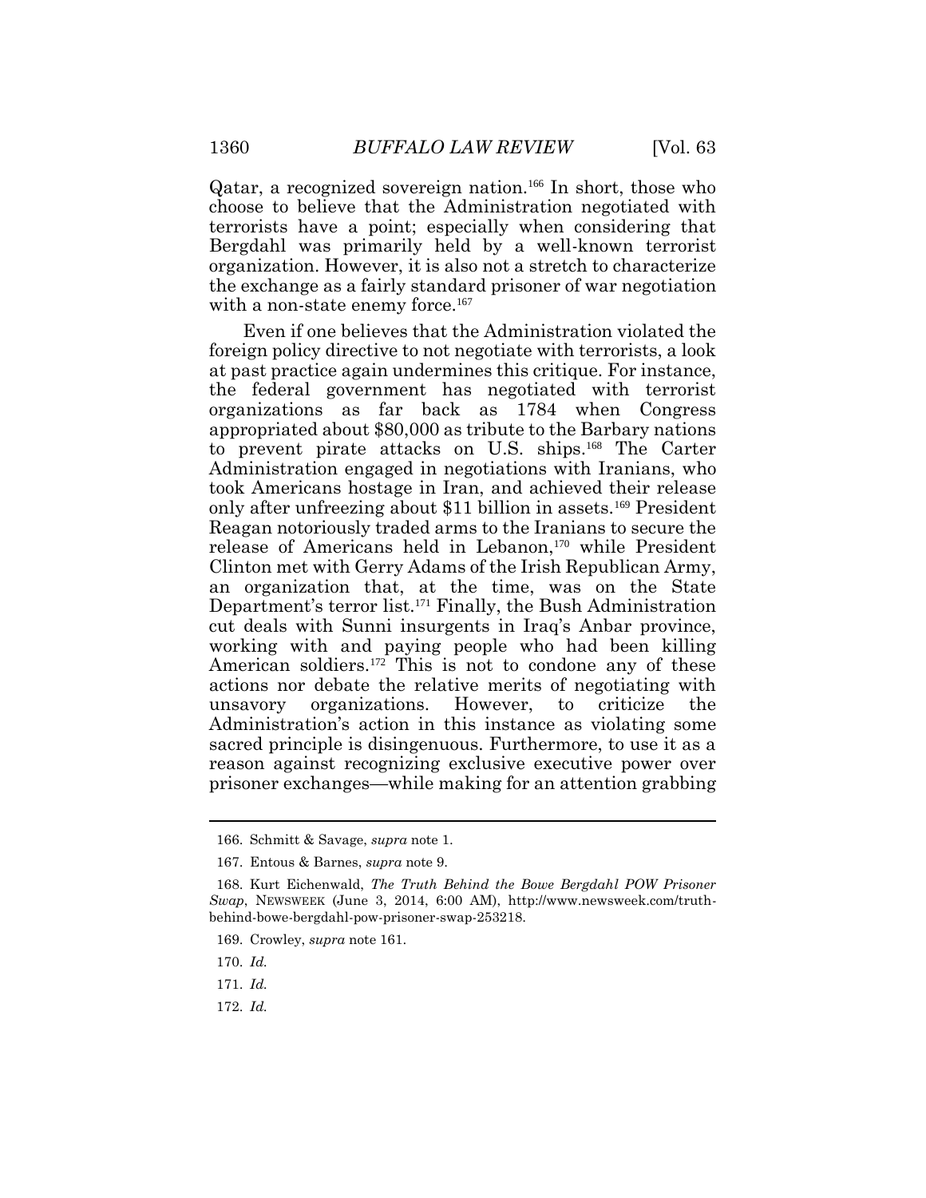Qatar, a recognized sovereign nation.[166] In short, those who choose to believe that the Administration negotiated with terrorists have a point; especially when considering that Bergdahl was primarily held by a well-known terrorist organization. However, it is also not a stretch to characterize the exchange as a fairly standard prisoner of war negotiation with a non-state enemy force.[167]

Even if one believes that the Administration violated the foreign policy directive to not negotiate with terrorists, a look at past practice again undermines this critique. For instance, the federal government has negotiated with terrorist organizations as far back as 1784 when Congress appropriated about $80,000 as tribute to the Barbary nations to prevent pirate attacks on U.S. ships.[168] The Carter Administration engaged in negotiations with Iranians, who took Americans hostage in Iran, and achieved their release only after unfreezing about $11 billion in assets.[169] President Reagan notoriously traded arms to the Iranians to secure the release of Americans held in Lebanon,[170] while President Clinton met with Gerry Adams of the Irish Republican Army, an organization that, at the time, was on the State Department's terror list.[171] Finally, the Bush Administration cut deals with Sunni insurgents in Iraq's Anbar province, working with and paying people who had been killing American soldiers.[172] This is not to condone any of these actions nor debate the relative merits of negotiating with unsavory organizations. However, to criticize the Administration's action in this instance as violating some sacred principle is disingenuous. Furthermore, to use it as a reason against recognizing exclusive executive power over prisoner exchanges—while making for an attention grabbing

---

166. Schmitt & Savage, *supra* note 1.

167. Entous & Barnes, *supra* note 9.

168. Kurt Eichenwald, *The Truth Behind the Bowe Bergdahl POW Prisoner Swap*, NEWSWEEK (June 3, 2014, 6:00 AM), http://www.newsweek.com/truth-behind-bowe-bergdahl-pow-prisoner-swap-253218.

169. Crowley, *supra* note 161.

170. *Id.*

171. *Id.*

172. *Id.*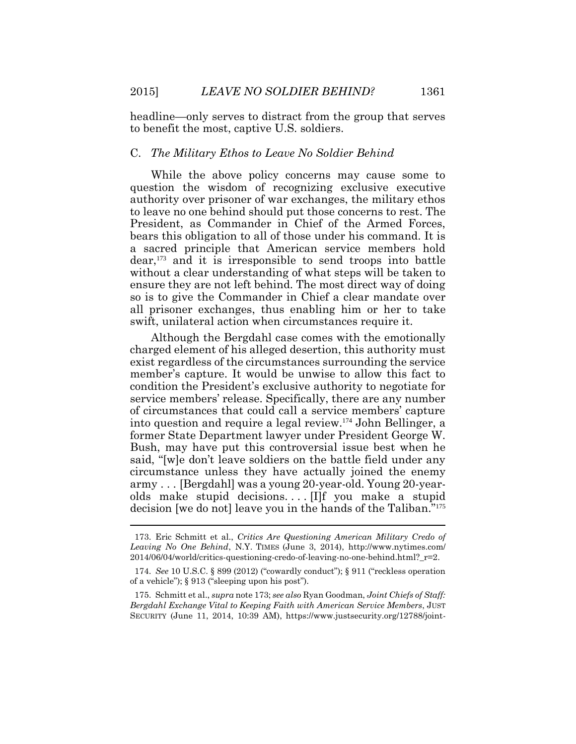headline—only serves to distract from the group that serves to benefit the most, captive U.S. soldiers.

### C. *The Military Ethos to Leave No Soldier Behind*

While the above policy concerns may cause some to question the wisdom of recognizing exclusive executive authority over prisoner of war exchanges, the military ethos to leave no one behind should put those concerns to rest. The President, as Commander in Chief of the Armed Forces, bears this obligation to all of those under his command. It is a sacred principle that American service members hold dear,[173] and it is irresponsible to send troops into battle without a clear understanding of what steps will be taken to ensure they are not left behind. The most direct way of doing so is to give the Commander in Chief a clear mandate over all prisoner exchanges, thus enabling him or her to take swift, unilateral action when circumstances require it.

Although the Bergdahl case comes with the emotionally charged element of his alleged desertion, this authority must exist regardless of the circumstances surrounding the service member's capture. It would be unwise to allow this fact to condition the President's exclusive authority to negotiate for service members' release. Specifically, there are any number of circumstances that could call a service members' capture into question and require a legal review.[174] John Bellinger, a former State Department lawyer under President George W. Bush, may have put this controversial issue best when he said, "[w]e don't leave soldiers on the battle field under any circumstance unless they have actually joined the enemy army . . . [Bergdahl] was a young 20-year-old. Young 20-year-olds make stupid decisions. . . . [I]f you make a stupid decision [we do not] leave you in the hands of the Taliban."[175]

---

173. Eric Schmitt et al., *Critics Are Questioning American Military Credo of Leaving No One Behind*, N.Y. TIMES (June 3, 2014), http://www.nytimes.com/2014/06/04/world/critics-questioning-credo-of-leaving-no-one-behind.html?_r=2.

174. *See* 10 U.S.C. § 899 (2012) ("cowardly conduct"); § 911 ("reckless operation of a vehicle"); § 913 ("sleeping upon his post").

175. Schmitt et al., *supra* note 173; *see also* Ryan Goodman, *Joint Chiefs of Staff: Bergdahl Exchange Vital to Keeping Faith with American Service Members*, JUST SECURITY (June 11, 2014, 10:39 AM), https://www.justsecurity.org/12788/joint-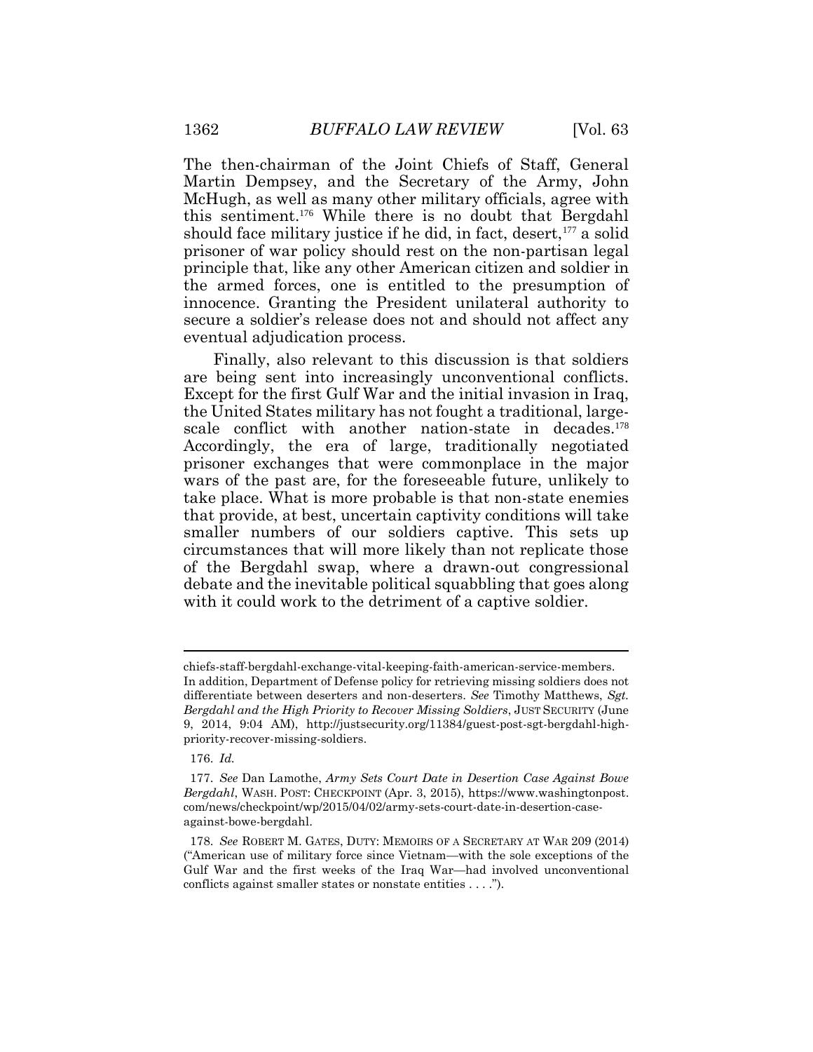The then-chairman of the Joint Chiefs of Staff, General Martin Dempsey, and the Secretary of the Army, John McHugh, as well as many other military officials, agree with this sentiment.[176] While there is no doubt that Bergdahl should face military justice if he did, in fact, desert,[177] a solid prisoner of war policy should rest on the non-partisan legal principle that, like any other American citizen and soldier in the armed forces, one is entitled to the presumption of innocence. Granting the President unilateral authority to secure a soldier's release does not and should not affect any eventual adjudication process.

Finally, also relevant to this discussion is that soldiers are being sent into increasingly unconventional conflicts. Except for the first Gulf War and the initial invasion in Iraq, the United States military has not fought a traditional, large-scale conflict with another nation-state in decades.[178] Accordingly, the era of large, traditionally negotiated prisoner exchanges that were commonplace in the major wars of the past are, for the foreseeable future, unlikely to take place. What is more probable is that non-state enemies that provide, at best, uncertain captivity conditions will take smaller numbers of our soldiers captive. This sets up circumstances that will more likely than not replicate those of the Bergdahl swap, where a drawn-out congressional debate and the inevitable political squabbling that goes along with it could work to the detriment of a captive soldier.

---

chiefs-staff-bergdahl-exchange-vital-keeping-faith-american-service-members. In addition, Department of Defense policy for retrieving missing soldiers does not differentiate between deserters and non-deserters. *See* Timothy Matthews, *Sgt. Bergdahl and the High Priority to Recover Missing Soldiers*, JUST SECURITY (June 9, 2014, 9:04 AM), http://justsecurity.org/11384/guest-post-sgt-bergdahl-high-priority-recover-missing-soldiers.

176. *Id.*

177. *See* Dan Lamothe, *Army Sets Court Date in Desertion Case Against Bowe Bergdahl*, WASH. POST: CHECKPOINT (Apr. 3, 2015), https://www.washingtonpost.com/news/checkpoint/wp/2015/04/02/army-sets-court-date-in-desertion-case-against-bowe-bergdahl.

178. *See* ROBERT M. GATES, DUTY: MEMOIRS OF A SECRETARY AT WAR 209 (2014) ("American use of military force since Vietnam—with the sole exceptions of the Gulf War and the first weeks of the Iraq War—had involved unconventional conflicts against smaller states or nonstate entities . . . .").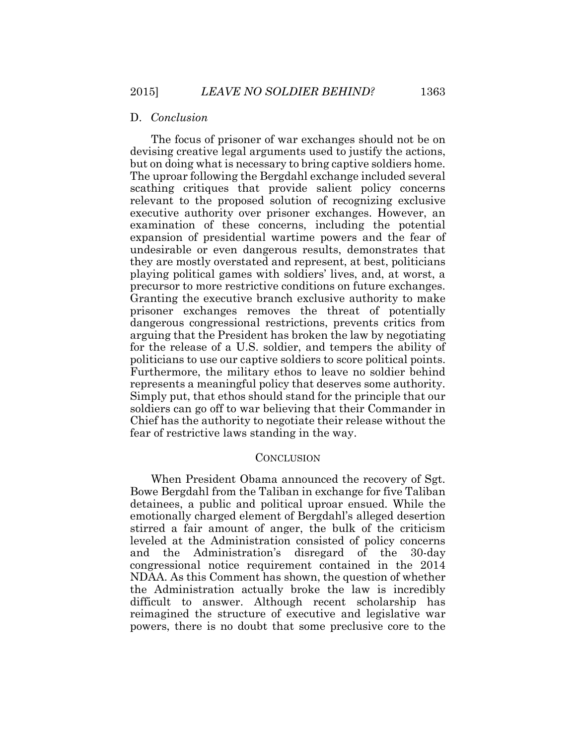### D. *Conclusion*

The focus of prisoner of war exchanges should not be on devising creative legal arguments used to justify the actions, but on doing what is necessary to bring captive soldiers home. The uproar following the Bergdahl exchange included several scathing critiques that provide salient policy concerns relevant to the proposed solution of recognizing exclusive executive authority over prisoner exchanges. However, an examination of these concerns, including the potential expansion of presidential wartime powers and the fear of undesirable or even dangerous results, demonstrates that they are mostly overstated and represent, at best, politicians playing political games with soldiers' lives, and, at worst, a precursor to more restrictive conditions on future exchanges. Granting the executive branch exclusive authority to make prisoner exchanges removes the threat of potentially dangerous congressional restrictions, prevents critics from arguing that the President has broken the law by negotiating for the release of a U.S. soldier, and tempers the ability of politicians to use our captive soldiers to score political points. Furthermore, the military ethos to leave no soldier behind represents a meaningful policy that deserves some authority. Simply put, that ethos should stand for the principle that our soldiers can go off to war believing that their Commander in Chief has the authority to negotiate their release without the fear of restrictive laws standing in the way.

## CONCLUSION

When President Obama announced the recovery of Sgt. Bowe Bergdahl from the Taliban in exchange for five Taliban detainees, a public and political uproar ensued. While the emotionally charged element of Bergdahl's alleged desertion stirred a fair amount of anger, the bulk of the criticism leveled at the Administration consisted of policy concerns and the Administration's disregard of the 30-day congressional notice requirement contained in the 2014 NDAA. As this Comment has shown, the question of whether the Administration actually broke the law is incredibly difficult to answer. Although recent scholarship has reimagined the structure of executive and legislative war powers, there is no doubt that some preclusive core to the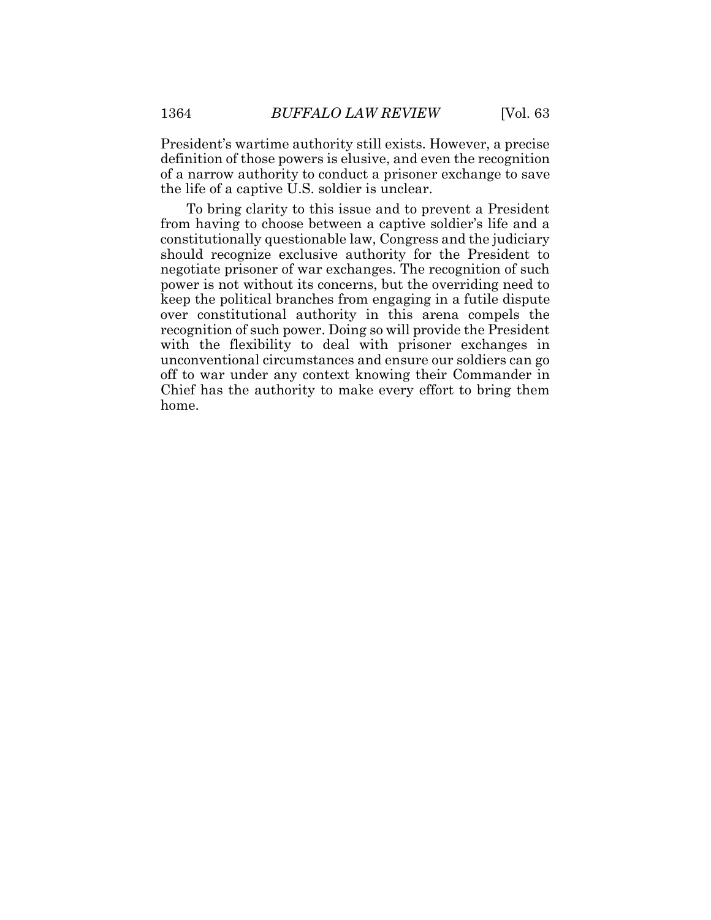President's wartime authority still exists. However, a precise definition of those powers is elusive, and even the recognition of a narrow authority to conduct a prisoner exchange to save the life of a captive U.S. soldier is unclear.

To bring clarity to this issue and to prevent a President from having to choose between a captive soldier's life and a constitutionally questionable law, Congress and the judiciary should recognize exclusive authority for the President to negotiate prisoner of war exchanges. The recognition of such power is not without its concerns, but the overriding need to keep the political branches from engaging in a futile dispute over constitutional authority in this arena compels the recognition of such power. Doing so will provide the President with the flexibility to deal with prisoner exchanges in unconventional circumstances and ensure our soldiers can go off to war under any context knowing their Commander in Chief has the authority to make every effort to bring them home.